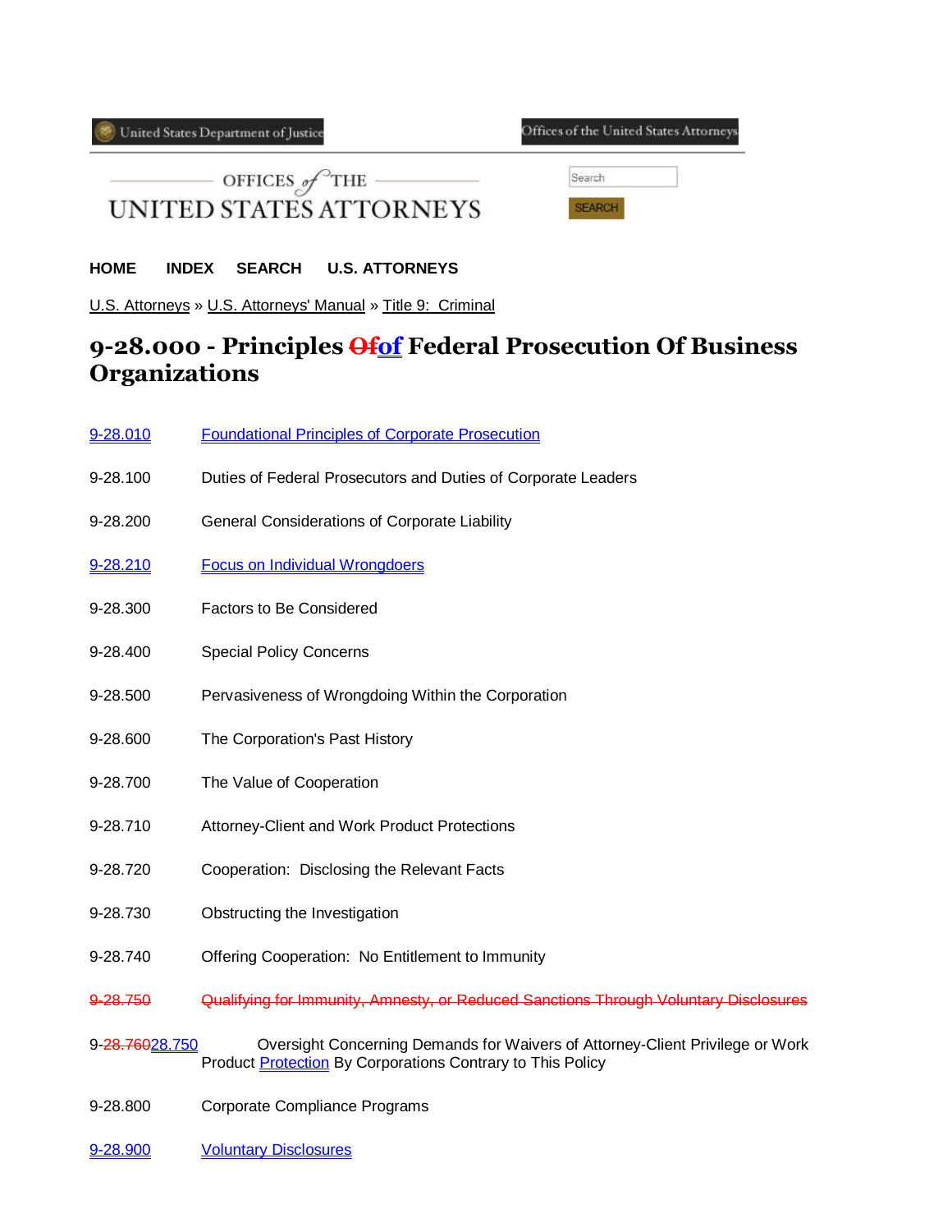United States Department of Justice

Offices of the United States Attorneys

OFFICES of THE
UNITED STATES ATTORNEYS

Search

SEARCH

**HOME** **INDEX** **SEARCH** **U.S. ATTORNEYS**

U.S. Attorneys » U.S. Attorneys' Manual » Title 9: Criminal

# 9-28.000 - Principles ~~Of~~of Federal Prosecution Of Business Organizations

| | |
|---|---|
| 9-28.010 | Foundational Principles of Corporate Prosecution |
| 9-28.100 | Duties of Federal Prosecutors and Duties of Corporate Leaders |
| 9-28.200 | General Considerations of Corporate Liability |
| 9-28.210 | Focus on Individual Wrongdoers |
| 9-28.300 | Factors to Be Considered |
| 9-28.400 | Special Policy Concerns |
| 9-28.500 | Pervasiveness of Wrongdoing Within the Corporation |
| 9-28.600 | The Corporation's Past History |
| 9-28.700 | The Value of Cooperation |
| 9-28.710 | Attorney-Client and Work Product Protections |
| 9-28.720 | Cooperation: Disclosing the Relevant Facts |
| 9-28.730 | Obstructing the Investigation |
| 9-28.740 | Offering Cooperation: No Entitlement to Immunity |
| ~~9-28.750~~ | ~~Qualifying for Immunity, Amnesty, or Reduced Sanctions Through Voluntary Disclosures~~ |
| 9-~~28.760~~28.750 | Oversight Concerning Demands for Waivers of Attorney-Client Privilege or Work Product Protection By Corporations Contrary to This Policy |
| 9-28.800 | Corporate Compliance Programs |
| 9-28.900 | Voluntary Disclosures |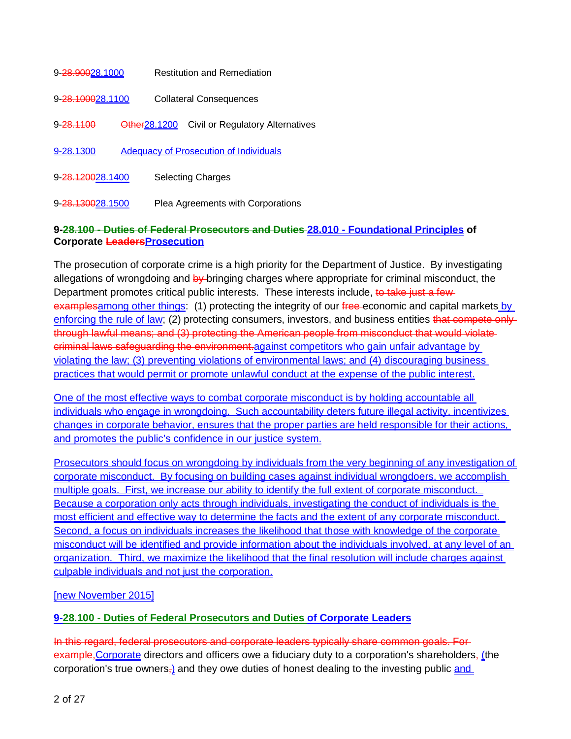| | |
|---|---|
| 9-~~28.900~~28.1000 | Restitution and Remediation |
| 9-~~28.1000~~28.1100 | Collateral Consequences |
| 9-~~28.1100~~ ~~Other~~28.1200 | Civil or Regulatory Alternatives |
| 9-28.1300 | Adequacy of Prosecution of Individuals |
| 9-~~28.1200~~28.1400 | Selecting Charges |
| 9-~~28.1300~~28.1500 | Plea Agreements with Corporations |

**9-~~28.100 - Duties of Federal Prosecutors and Duties~~ 28.010 - Foundational Principles of Corporate ~~Leaders~~Prosecution**

The prosecution of corporate crime is a high priority for the Department of Justice. By investigating allegations of wrongdoing and ~~by~~ bringing charges where appropriate for criminal misconduct, the Department promotes critical public interests. These interests include, ~~to take just a few examples~~among other things: (1) protecting the integrity of our ~~free~~ economic and capital markets by enforcing the rule of law; (2) protecting consumers, investors, and business entities ~~that compete only through lawful means; and (3) protecting the American people from misconduct that would violate criminal laws safeguarding the environment.~~against competitors who gain unfair advantage by violating the law; (3) preventing violations of environmental laws; and (4) discouraging business practices that would permit or promote unlawful conduct at the expense of the public interest.

One of the most effective ways to combat corporate misconduct is by holding accountable all individuals who engage in wrongdoing. Such accountability deters future illegal activity, incentivizes changes in corporate behavior, ensures that the proper parties are held responsible for their actions, and promotes the public's confidence in our justice system.

Prosecutors should focus on wrongdoing by individuals from the very beginning of any investigation of corporate misconduct. By focusing on building cases against individual wrongdoers, we accomplish multiple goals. First, we increase our ability to identify the full extent of corporate misconduct. Because a corporation only acts through individuals, investigating the conduct of individuals is the most efficient and effective way to determine the facts and the extent of any corporate misconduct. Second, a focus on individuals increases the likelihood that those with knowledge of the corporate misconduct will be identified and provide information about the individuals involved, at any level of an organization. Third, we maximize the likelihood that the final resolution will include charges against culpable individuals and not just the corporation.

[new November 2015]

**9-28.100 - Duties of Federal Prosecutors and Duties of Corporate Leaders**

~~In this regard, federal prosecutors and corporate leaders typically share common goals. For example,~~Corporate directors and officers owe a fiduciary duty to a corporation's shareholders~~,~~ (the corporation's true owners~~,~~) and they owe duties of honest dealing to the investing public and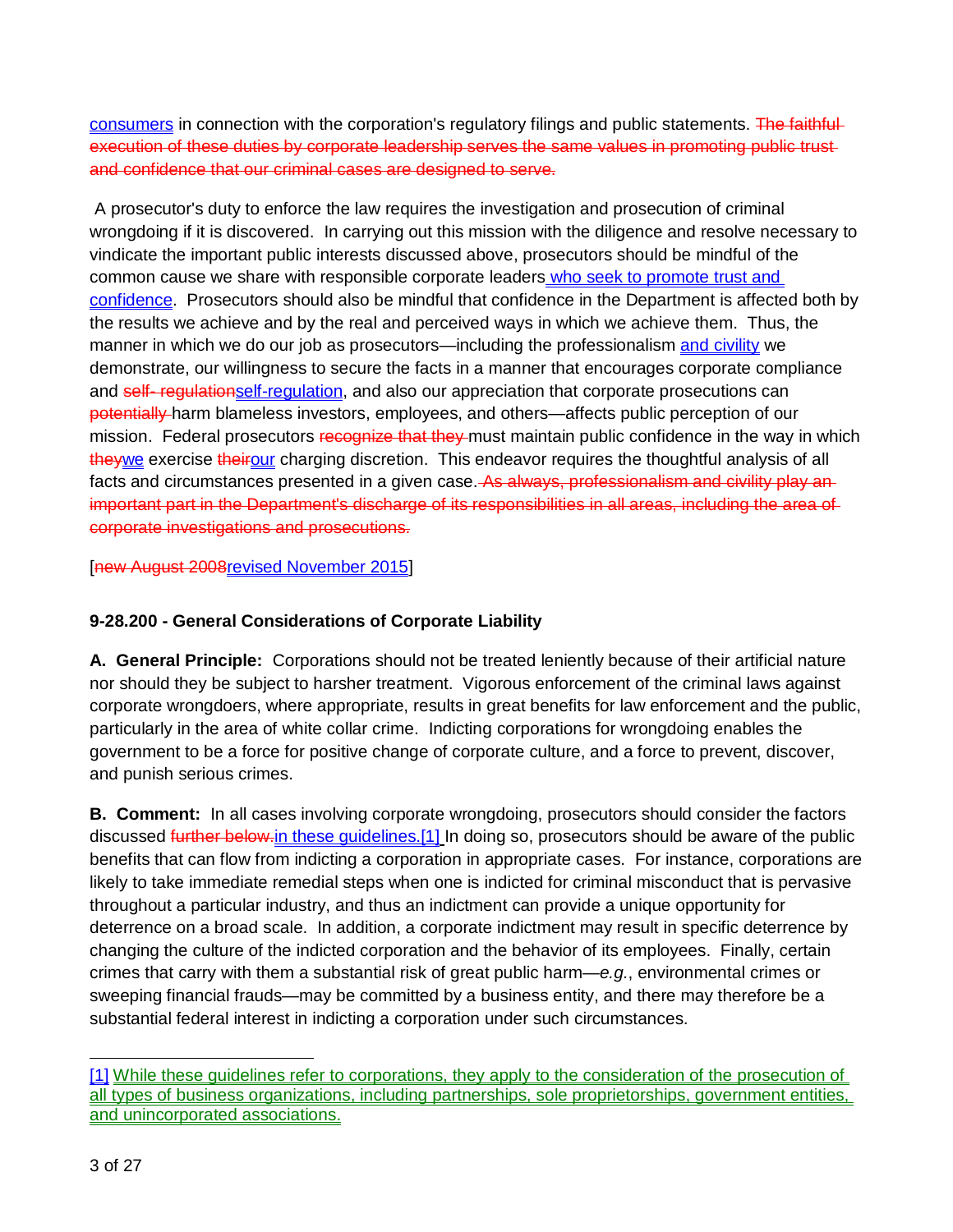consumers in connection with the corporation's regulatory filings and public statements. ~~The faithful execution of these duties by corporate leadership serves the same values in promoting public trust and confidence that our criminal cases are designed to serve.~~

A prosecutor's duty to enforce the law requires the investigation and prosecution of criminal wrongdoing if it is discovered. In carrying out this mission with the diligence and resolve necessary to vindicate the important public interests discussed above, prosecutors should be mindful of the common cause we share with responsible corporate leaders who seek to promote trust and confidence. Prosecutors should also be mindful that confidence in the Department is affected both by the results we achieve and by the real and perceived ways in which we achieve them. Thus, the manner in which we do our job as prosecutors—including the professionalism and civility we demonstrate, our willingness to secure the facts in a manner that encourages corporate compliance and ~~self- regulation~~self-regulation, and also our appreciation that corporate prosecutions can ~~potentially~~ harm blameless investors, employees, and others—affects public perception of our mission. Federal prosecutors ~~recognize that they~~ must maintain public confidence in the way in which ~~they~~we exercise ~~their~~our charging discretion. This endeavor requires the thoughtful analysis of all facts and circumstances presented in a given case. ~~As always, professionalism and civility play an important part in the Department's discharge of its responsibilities in all areas, including the area of corporate investigations and prosecutions.~~

[~~new August 2008~~revised November 2015]

**9-28.200 - General Considerations of Corporate Liability**

**A. General Principle:** Corporations should not be treated leniently because of their artificial nature nor should they be subject to harsher treatment. Vigorous enforcement of the criminal laws against corporate wrongdoers, where appropriate, results in great benefits for law enforcement and the public, particularly in the area of white collar crime. Indicting corporations for wrongdoing enables the government to be a force for positive change of corporate culture, and a force to prevent, discover, and punish serious crimes.

**B. Comment:** In all cases involving corporate wrongdoing, prosecutors should consider the factors discussed ~~further below.~~in these guidelines.[1] In doing so, prosecutors should be aware of the public benefits that can flow from indicting a corporation in appropriate cases. For instance, corporations are likely to take immediate remedial steps when one is indicted for criminal misconduct that is pervasive throughout a particular industry, and thus an indictment can provide a unique opportunity for deterrence on a broad scale. In addition, a corporate indictment may result in specific deterrence by changing the culture of the indicted corporation and the behavior of its employees. Finally, certain crimes that carry with them a substantial risk of great public harm—*e.g.*, environmental crimes or sweeping financial frauds—may be committed by a business entity, and there may therefore be a substantial federal interest in indicting a corporation under such circumstances.

---

[1] While these guidelines refer to corporations, they apply to the consideration of the prosecution of all types of business organizations, including partnerships, sole proprietorships, government entities, and unincorporated associations.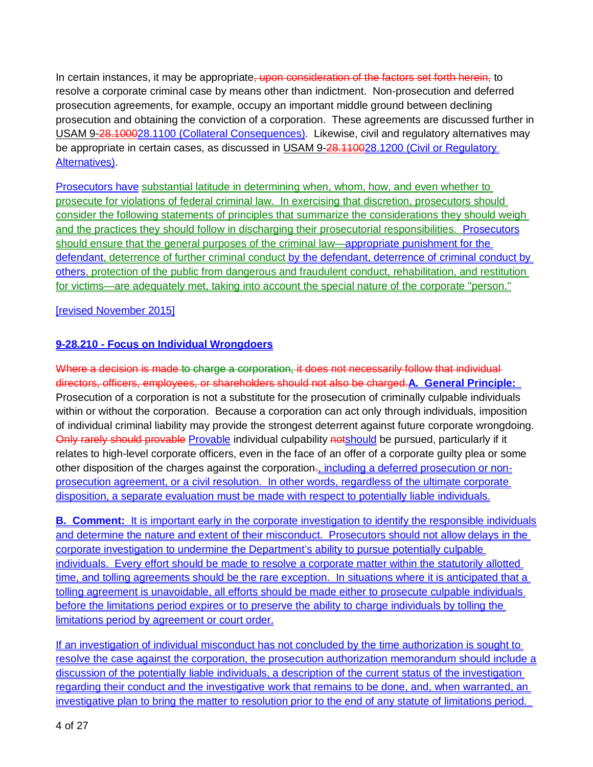In certain instances, it may be appropriate~~, upon consideration of the factors set forth herein,~~ to resolve a corporate criminal case by means other than indictment. Non-prosecution and deferred prosecution agreements, for example, occupy an important middle ground between declining prosecution and obtaining the conviction of a corporation. These agreements are discussed further in USAM 9-~~28.1000~~28.1100 (Collateral Consequences). Likewise, civil and regulatory alternatives may be appropriate in certain cases, as discussed in USAM 9-~~28.1100~~28.1200 (Civil or Regulatory Alternatives).

Prosecutors have substantial latitude in determining when, whom, how, and even whether to prosecute for violations of federal criminal law. In exercising that discretion, prosecutors should consider the following statements of principles that summarize the considerations they should weigh and the practices they should follow in discharging their prosecutorial responsibilities. Prosecutors should ensure that the general purposes of the criminal law—appropriate punishment for the defendant, deterrence of further criminal conduct by the defendant, deterrence of criminal conduct by others, protection of the public from dangerous and fraudulent conduct, rehabilitation, and restitution for victims—are adequately met, taking into account the special nature of the corporate "person."

[revised November 2015]

### 9-28.210 - Focus on Individual Wrongdoers

~~Where a decision is made to charge a corporation, it does not necessarily follow that individual directors, officers, employees, or shareholders should not also be charged.~~**A. General Principle:** Prosecution of a corporation is not a substitute for the prosecution of criminally culpable individuals within or without the corporation. Because a corporation can act only through individuals, imposition of individual criminal liability may provide the strongest deterrent against future corporate wrongdoing. ~~Only rarely should provable~~ Provable individual culpability ~~not~~should be pursued, particularly if it relates to high-level corporate officers, even in the face of an offer of a corporate guilty plea or some other disposition of the charges against the corporation~~.~~, including a deferred prosecution or non-prosecution agreement, or a civil resolution. In other words, regardless of the ultimate corporate disposition, a separate evaluation must be made with respect to potentially liable individuals.

**B. Comment:** It is important early in the corporate investigation to identify the responsible individuals and determine the nature and extent of their misconduct. Prosecutors should not allow delays in the corporate investigation to undermine the Department's ability to pursue potentially culpable individuals. Every effort should be made to resolve a corporate matter within the statutorily allotted time, and tolling agreements should be the rare exception. In situations where it is anticipated that a tolling agreement is unavoidable, all efforts should be made either to prosecute culpable individuals before the limitations period expires or to preserve the ability to charge individuals by tolling the limitations period by agreement or court order.

If an investigation of individual misconduct has not concluded by the time authorization is sought to resolve the case against the corporation, the prosecution authorization memorandum should include a discussion of the potentially liable individuals, a description of the current status of the investigation regarding their conduct and the investigative work that remains to be done, and, when warranted, an investigative plan to bring the matter to resolution prior to the end of any statute of limitations period.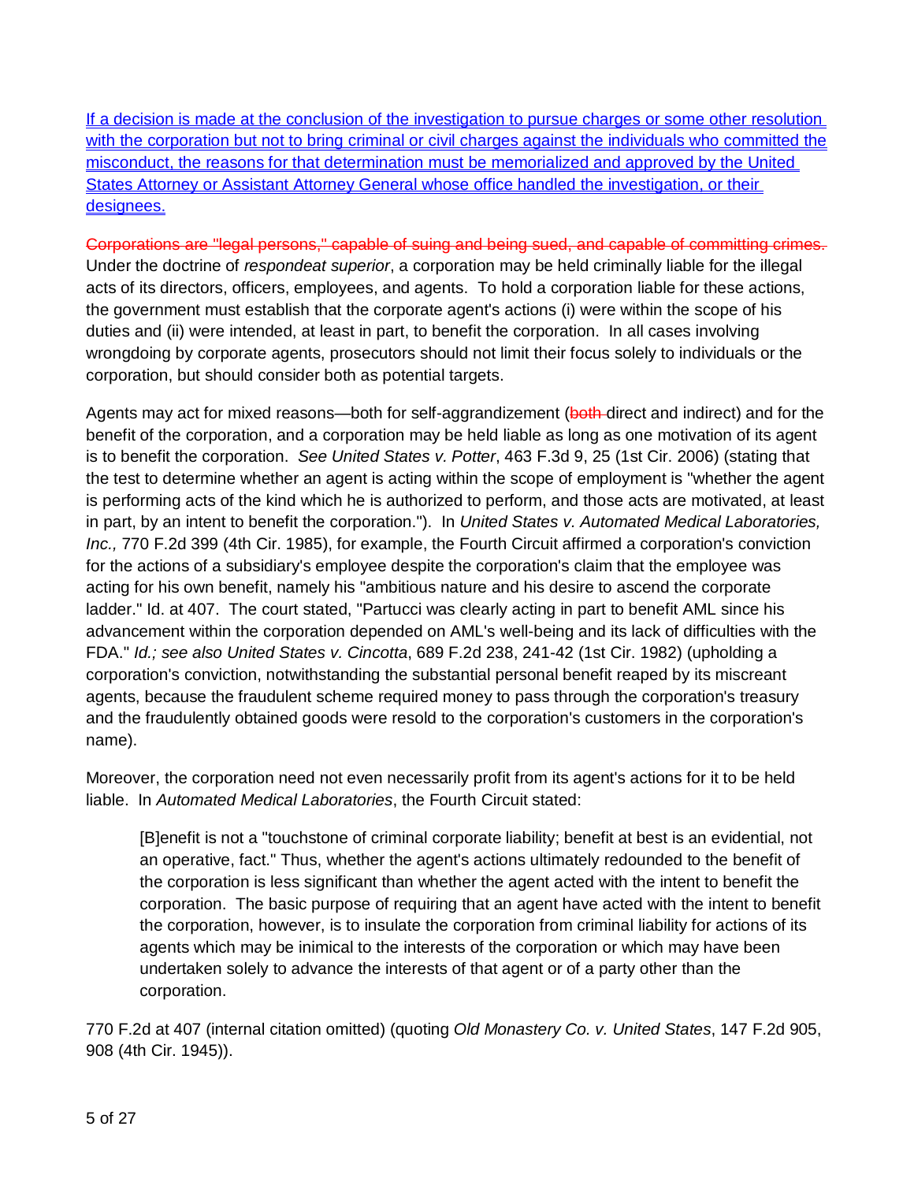If a decision is made at the conclusion of the investigation to pursue charges or some other resolution with the corporation but not to bring criminal or civil charges against the individuals who committed the misconduct, the reasons for that determination must be memorialized and approved by the United States Attorney or Assistant Attorney General whose office handled the investigation, or their designees.

~~Corporations are "legal persons," capable of suing and being sued, and capable of committing crimes.~~ Under the doctrine of *respondeat superior*, a corporation may be held criminally liable for the illegal acts of its directors, officers, employees, and agents. To hold a corporation liable for these actions, the government must establish that the corporate agent's actions (i) were within the scope of his duties and (ii) were intended, at least in part, to benefit the corporation. In all cases involving wrongdoing by corporate agents, prosecutors should not limit their focus solely to individuals or the corporation, but should consider both as potential targets.

Agents may act for mixed reasons—both for self-aggrandizement (~~both~~ direct and indirect) and for the benefit of the corporation, and a corporation may be held liable as long as one motivation of its agent is to benefit the corporation. *See United States v. Potter*, 463 F.3d 9, 25 (1st Cir. 2006) (stating that the test to determine whether an agent is acting within the scope of employment is "whether the agent is performing acts of the kind which he is authorized to perform, and those acts are motivated, at least in part, by an intent to benefit the corporation."). In *United States v. Automated Medical Laboratories, Inc.,* 770 F.2d 399 (4th Cir. 1985), for example, the Fourth Circuit affirmed a corporation's conviction for the actions of a subsidiary's employee despite the corporation's claim that the employee was acting for his own benefit, namely his "ambitious nature and his desire to ascend the corporate ladder." Id. at 407. The court stated, "Partucci was clearly acting in part to benefit AML since his advancement within the corporation depended on AML's well-being and its lack of difficulties with the FDA." *Id.; see also United States v. Cincotta*, 689 F.2d 238, 241-42 (1st Cir. 1982) (upholding a corporation's conviction, notwithstanding the substantial personal benefit reaped by its miscreant agents, because the fraudulent scheme required money to pass through the corporation's treasury and the fraudulently obtained goods were resold to the corporation's customers in the corporation's name).

Moreover, the corporation need not even necessarily profit from its agent's actions for it to be held liable. In *Automated Medical Laboratories*, the Fourth Circuit stated:

> [B]enefit is not a "touchstone of criminal corporate liability; benefit at best is an evidential, not an operative, fact." Thus, whether the agent's actions ultimately redounded to the benefit of the corporation is less significant than whether the agent acted with the intent to benefit the corporation. The basic purpose of requiring that an agent have acted with the intent to benefit the corporation, however, is to insulate the corporation from criminal liability for actions of its agents which may be inimical to the interests of the corporation or which may have been undertaken solely to advance the interests of that agent or of a party other than the corporation.

770 F.2d at 407 (internal citation omitted) (quoting *Old Monastery Co. v. United States*, 147 F.2d 905, 908 (4th Cir. 1945)).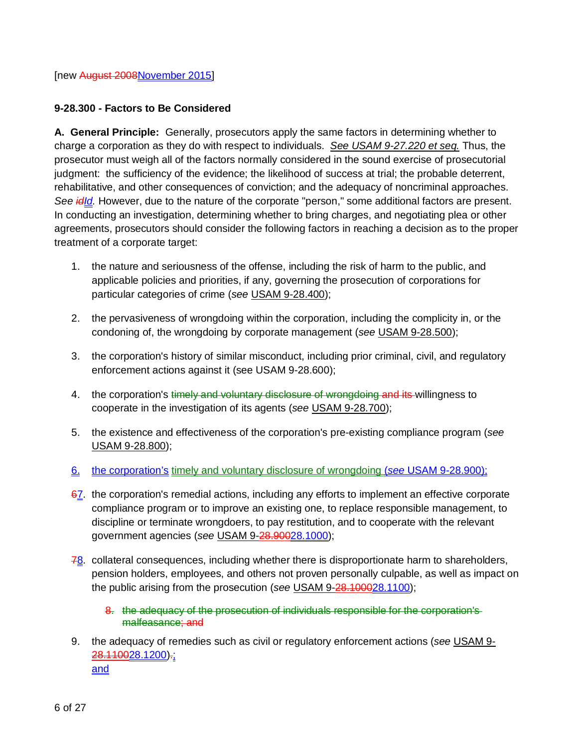[new ~~August 2008~~November 2015]

**9-28.300 - Factors to Be Considered**

**A. General Principle:** Generally, prosecutors apply the same factors in determining whether to charge a corporation as they do with respect to individuals. *See USAM 9-27.220 et seq.* Thus, the prosecutor must weigh all of the factors normally considered in the sound exercise of prosecutorial judgment: the sufficiency of the evidence; the likelihood of success at trial; the probable deterrent, rehabilitative, and other consequences of conviction; and the adequacy of noncriminal approaches. *See* ~~*id*~~*Id.* However, due to the nature of the corporate "person," some additional factors are present. In conducting an investigation, determining whether to bring charges, and negotiating plea or other agreements, prosecutors should consider the following factors in reaching a decision as to the proper treatment of a corporate target:

1. the nature and seriousness of the offense, including the risk of harm to the public, and applicable policies and priorities, if any, governing the prosecution of corporations for particular categories of crime (*see* USAM 9-28.400);

2. the pervasiveness of wrongdoing within the corporation, including the complicity in, or the condoning of, the wrongdoing by corporate management (*see* USAM 9-28.500);

3. the corporation's history of similar misconduct, including prior criminal, civil, and regulatory enforcement actions against it (see USAM 9-28.600);

4. the corporation's ~~timely and voluntary disclosure of wrongdoing and its~~ willingness to cooperate in the investigation of its agents (*see* USAM 9-28.700);

5. the existence and effectiveness of the corporation's pre-existing compliance program (*see* USAM 9-28.800);

6. the corporation's timely and voluntary disclosure of wrongdoing (*see* USAM 9-28.900);

~~6~~7. the corporation's remedial actions, including any efforts to implement an effective corporate compliance program or to improve an existing one, to replace responsible management, to discipline or terminate wrongdoers, to pay restitution, and to cooperate with the relevant government agencies (*see* USAM 9-~~28.900~~28.1000);

~~7~~8. collateral consequences, including whether there is disproportionate harm to shareholders, pension holders, employees, and others not proven personally culpable, as well as impact on the public arising from the prosecution (*see* USAM 9-~~28.1000~~28.1100);

   ~~8. the adequacy of the prosecution of individuals responsible for the corporation's malfeasance; and~~

9. the adequacy of remedies such as civil or regulatory enforcement actions (*see* USAM 9-~~28.1100~~28.1200)~~.~~; and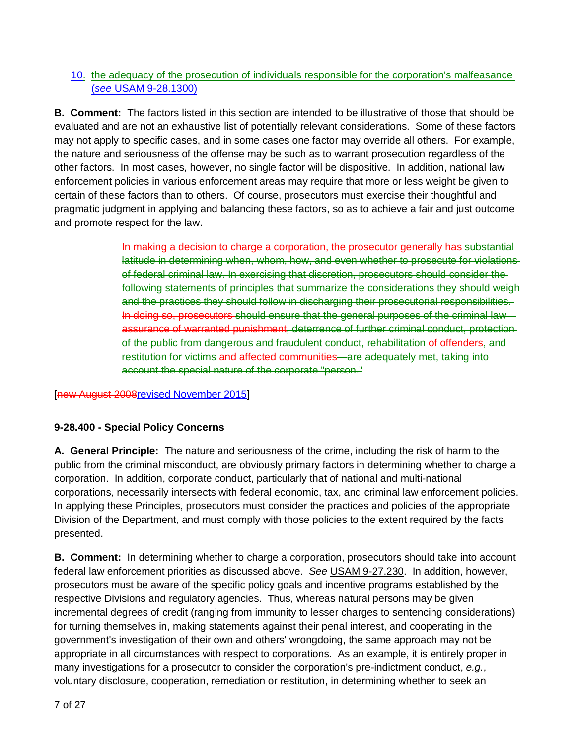10. the adequacy of the prosecution of individuals responsible for the corporation's malfeasance (*see* USAM 9-28.1300)

**B. Comment:** The factors listed in this section are intended to be illustrative of those that should be evaluated and are not an exhaustive list of potentially relevant considerations. Some of these factors may not apply to specific cases, and in some cases one factor may override all others. For example, the nature and seriousness of the offense may be such as to warrant prosecution regardless of the other factors. In most cases, however, no single factor will be dispositive. In addition, national law enforcement policies in various enforcement areas may require that more or less weight be given to certain of these factors than to others. Of course, prosecutors must exercise their thoughtful and pragmatic judgment in applying and balancing these factors, so as to achieve a fair and just outcome and promote respect for the law.

> ~~In making a decision to charge a corporation, the prosecutor generally has substantial latitude in determining when, whom, how, and even whether to prosecute for violations of federal criminal law. In exercising that discretion, prosecutors should consider the following statements of principles that summarize the considerations they should weigh and the practices they should follow in discharging their prosecutorial responsibilities. In doing so, prosecutors should ensure that the general purposes of the criminal law—assurance of warranted punishment, deterrence of further criminal conduct, protection of the public from dangerous and fraudulent conduct, rehabilitation of offenders, and restitution for victims and affected communities—are adequately met, taking into account the special nature of the corporate "person."~~

[~~new August 2008~~revised November 2015]

**9-28.400 - Special Policy Concerns**

**A. General Principle:** The nature and seriousness of the crime, including the risk of harm to the public from the criminal misconduct, are obviously primary factors in determining whether to charge a corporation. In addition, corporate conduct, particularly that of national and multi-national corporations, necessarily intersects with federal economic, tax, and criminal law enforcement policies. In applying these Principles, prosecutors must consider the practices and policies of the appropriate Division of the Department, and must comply with those policies to the extent required by the facts presented.

**B. Comment:** In determining whether to charge a corporation, prosecutors should take into account federal law enforcement priorities as discussed above. *See* USAM 9-27.230. In addition, however, prosecutors must be aware of the specific policy goals and incentive programs established by the respective Divisions and regulatory agencies. Thus, whereas natural persons may be given incremental degrees of credit (ranging from immunity to lesser charges to sentencing considerations) for turning themselves in, making statements against their penal interest, and cooperating in the government's investigation of their own and others' wrongdoing, the same approach may not be appropriate in all circumstances with respect to corporations. As an example, it is entirely proper in many investigations for a prosecutor to consider the corporation's pre-indictment conduct, *e.g.*, voluntary disclosure, cooperation, remediation or restitution, in determining whether to seek an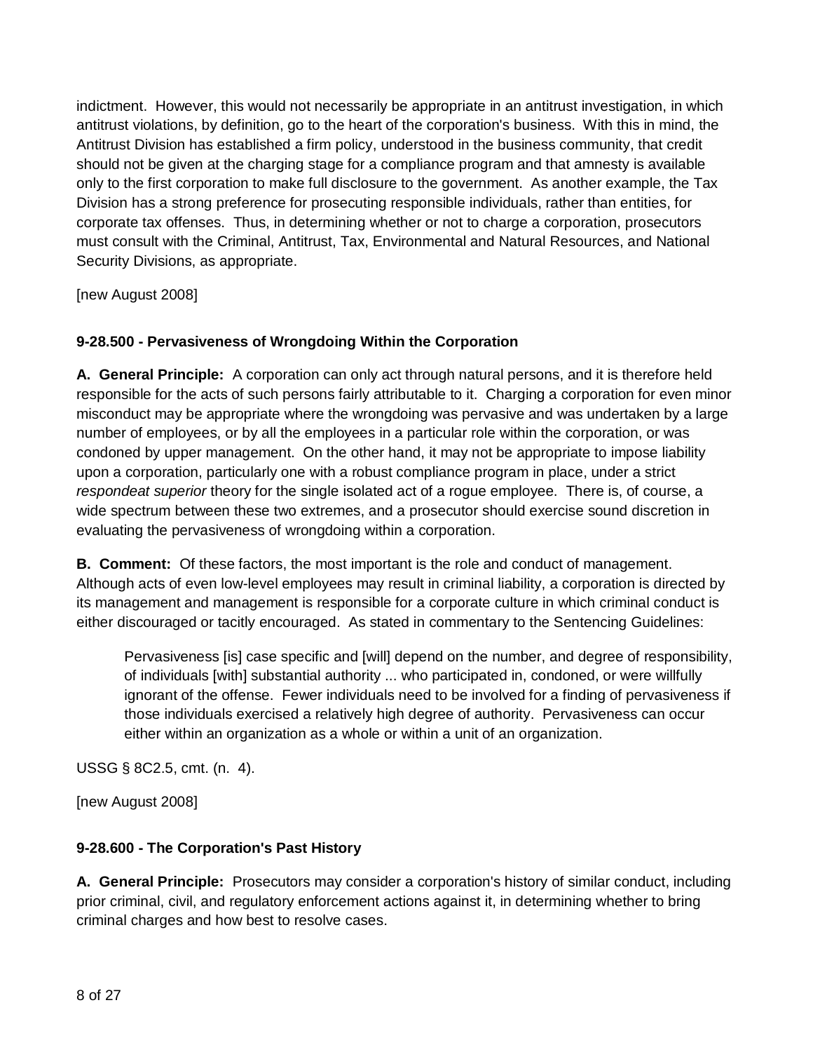indictment. However, this would not necessarily be appropriate in an antitrust investigation, in which antitrust violations, by definition, go to the heart of the corporation's business. With this in mind, the Antitrust Division has established a firm policy, understood in the business community, that credit should not be given at the charging stage for a compliance program and that amnesty is available only to the first corporation to make full disclosure to the government. As another example, the Tax Division has a strong preference for prosecuting responsible individuals, rather than entities, for corporate tax offenses. Thus, in determining whether or not to charge a corporation, prosecutors must consult with the Criminal, Antitrust, Tax, Environmental and Natural Resources, and National Security Divisions, as appropriate.

[new August 2008]

### 9-28.500 - Pervasiveness of Wrongdoing Within the Corporation

**A. General Principle:** A corporation can only act through natural persons, and it is therefore held responsible for the acts of such persons fairly attributable to it. Charging a corporation for even minor misconduct may be appropriate where the wrongdoing was pervasive and was undertaken by a large number of employees, or by all the employees in a particular role within the corporation, or was condoned by upper management. On the other hand, it may not be appropriate to impose liability upon a corporation, particularly one with a robust compliance program in place, under a strict *respondeat superior* theory for the single isolated act of a rogue employee. There is, of course, a wide spectrum between these two extremes, and a prosecutor should exercise sound discretion in evaluating the pervasiveness of wrongdoing within a corporation.

**B. Comment:** Of these factors, the most important is the role and conduct of management. Although acts of even low-level employees may result in criminal liability, a corporation is directed by its management and management is responsible for a corporate culture in which criminal conduct is either discouraged or tacitly encouraged. As stated in commentary to the Sentencing Guidelines:

> Pervasiveness [is] case specific and [will] depend on the number, and degree of responsibility, of individuals [with] substantial authority ... who participated in, condoned, or were willfully ignorant of the offense. Fewer individuals need to be involved for a finding of pervasiveness if those individuals exercised a relatively high degree of authority. Pervasiveness can occur either within an organization as a whole or within a unit of an organization.

USSG § 8C2.5, cmt. (n. 4).

[new August 2008]

### 9-28.600 - The Corporation's Past History

**A. General Principle:** Prosecutors may consider a corporation's history of similar conduct, including prior criminal, civil, and regulatory enforcement actions against it, in determining whether to bring criminal charges and how best to resolve cases.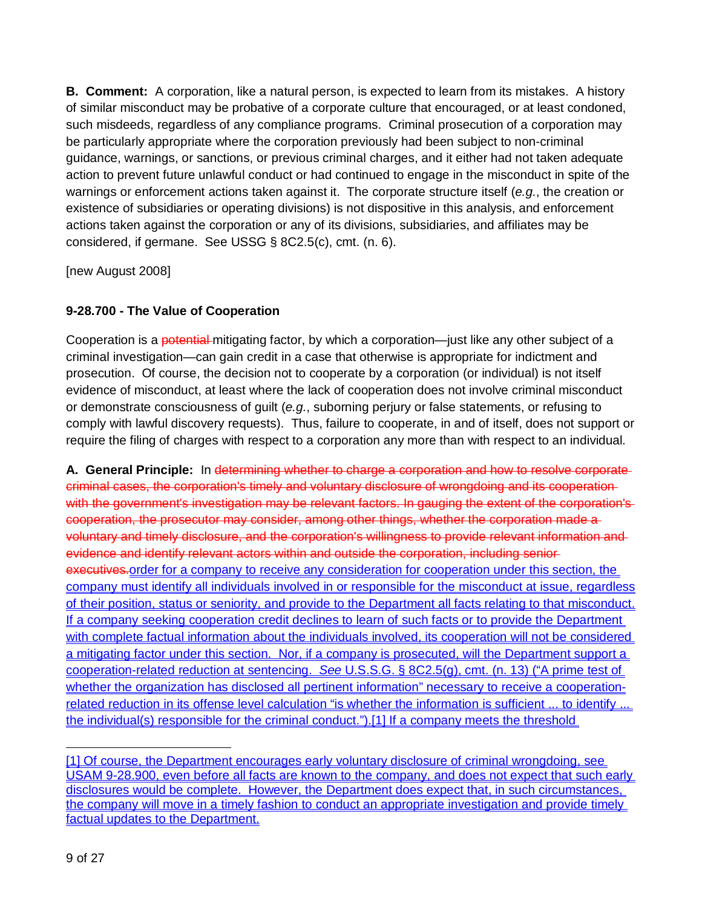**B. Comment:** A corporation, like a natural person, is expected to learn from its mistakes. A history of similar misconduct may be probative of a corporate culture that encouraged, or at least condoned, such misdeeds, regardless of any compliance programs. Criminal prosecution of a corporation may be particularly appropriate where the corporation previously had been subject to non-criminal guidance, warnings, or sanctions, or previous criminal charges, and it either had not taken adequate action to prevent future unlawful conduct or had continued to engage in the misconduct in spite of the warnings or enforcement actions taken against it. The corporate structure itself (*e.g.*, the creation or existence of subsidiaries or operating divisions) is not dispositive in this analysis, and enforcement actions taken against the corporation or any of its divisions, subsidiaries, and affiliates may be considered, if germane. See USSG § 8C2.5(c), cmt. (n. 6).

[new August 2008]

### 9-28.700 - The Value of Cooperation

Cooperation is a ~~potential~~ mitigating factor, by which a corporation—just like any other subject of a criminal investigation—can gain credit in a case that otherwise is appropriate for indictment and prosecution. Of course, the decision not to cooperate by a corporation (or individual) is not itself evidence of misconduct, at least where the lack of cooperation does not involve criminal misconduct or demonstrate consciousness of guilt (*e.g.*, suborning perjury or false statements, or refusing to comply with lawful discovery requests). Thus, failure to cooperate, in and of itself, does not support or require the filing of charges with respect to a corporation any more than with respect to an individual.

**A. General Principle:** In ~~determining whether to charge a corporation and how to resolve corporate criminal cases, the corporation's timely and voluntary disclosure of wrongdoing and its cooperation with the government's investigation may be relevant factors. In gauging the extent of the corporation's cooperation, the prosecutor may consider, among other things, whether the corporation made a voluntary and timely disclosure, and the corporation's willingness to provide relevant information and evidence and identify relevant actors within and outside the corporation, including senior executives.~~ order for a company to receive any consideration for cooperation under this section, the company must identify all individuals involved in or responsible for the misconduct at issue, regardless of their position, status or seniority, and provide to the Department all facts relating to that misconduct. If a company seeking cooperation credit declines to learn of such facts or to provide the Department with complete factual information about the individuals involved, its cooperation will not be considered a mitigating factor under this section. Nor, if a company is prosecuted, will the Department support a cooperation-related reduction at sentencing. *See* U.S.S.G. § 8C2.5(g), cmt. (n. 13) ("A prime test of whether the organization has disclosed all pertinent information" necessary to receive a cooperation-related reduction in its offense level calculation "is whether the information is sufficient ... to identify ... the individual(s) responsible for the criminal conduct.").[1] If a company meets the threshold

---

[1] Of course, the Department encourages early voluntary disclosure of criminal wrongdoing, see USAM 9-28.900, even before all facts are known to the company, and does not expect that such early disclosures would be complete. However, the Department does expect that, in such circumstances, the company will move in a timely fashion to conduct an appropriate investigation and provide timely factual updates to the Department.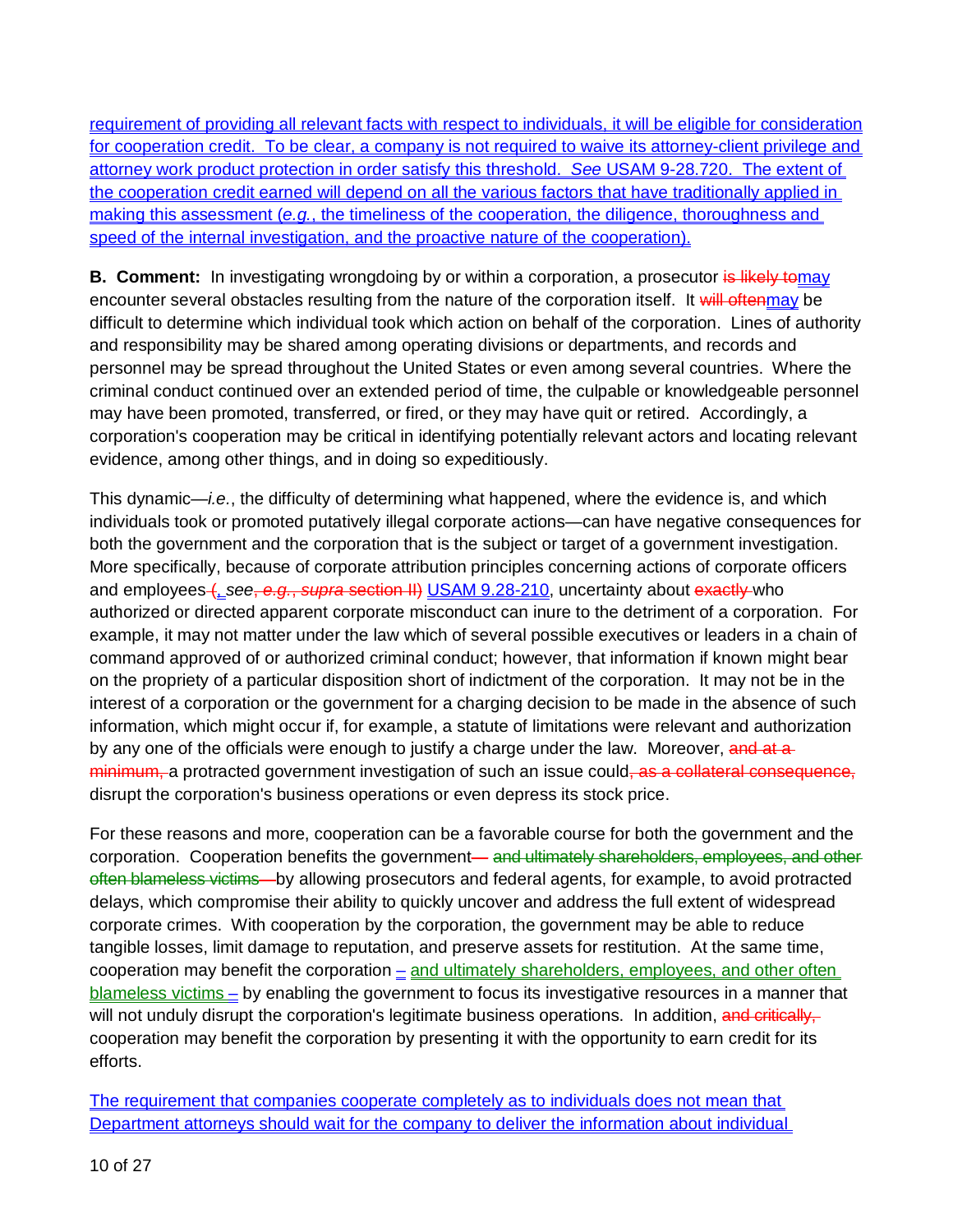requirement of providing all relevant facts with respect to individuals, it will be eligible for consideration for cooperation credit. To be clear, a company is not required to waive its attorney-client privilege and attorney work product protection in order satisfy this threshold. *See* USAM 9-28.720. The extent of the cooperation credit earned will depend on all the various factors that have traditionally applied in making this assessment (*e.g.*, the timeliness of the cooperation, the diligence, thoroughness and speed of the internal investigation, and the proactive nature of the cooperation).

**B. Comment:** In investigating wrongdoing by or within a corporation, a prosecutor ~~is likely to~~may encounter several obstacles resulting from the nature of the corporation itself. It ~~will often~~may be difficult to determine which individual took which action on behalf of the corporation. Lines of authority and responsibility may be shared among operating divisions or departments, and records and personnel may be spread throughout the United States or even among several countries. Where the criminal conduct continued over an extended period of time, the culpable or knowledgeable personnel may have been promoted, transferred, or fired, or they may have quit or retired. Accordingly, a corporation's cooperation may be critical in identifying potentially relevant actors and locating relevant evidence, among other things, and in doing so expeditiously.

This dynamic—*i.e.*, the difficulty of determining what happened, where the evidence is, and which individuals took or promoted putatively illegal corporate actions—can have negative consequences for both the government and the corporation that is the subject or target of a government investigation. More specifically, because of corporate attribution principles concerning actions of corporate officers and employees~~ (~~, *see*~~, e.g., supra section II)~~ USAM 9.28-210, uncertainty about ~~exactly~~ who authorized or directed apparent corporate misconduct can inure to the detriment of a corporation. For example, it may not matter under the law which of several possible executives or leaders in a chain of command approved of or authorized criminal conduct; however, that information if known might bear on the propriety of a particular disposition short of indictment of the corporation. It may not be in the interest of a corporation or the government for a charging decision to be made in the absence of such information, which might occur if, for example, a statute of limitations were relevant and authorization by any one of the officials were enough to justify a charge under the law. Moreover, ~~and at a minimum,~~ a protracted government investigation of such an issue could~~, as a collateral consequence,~~ disrupt the corporation's business operations or even depress its stock price.

For these reasons and more, cooperation can be a favorable course for both the government and the corporation. Cooperation benefits the government~~— and ultimately shareholders, employees, and other often blameless victims—~~by allowing prosecutors and federal agents, for example, to avoid protracted delays, which compromise their ability to quickly uncover and address the full extent of widespread corporate crimes. With cooperation by the corporation, the government may be able to reduce tangible losses, limit damage to reputation, and preserve assets for restitution. At the same time, cooperation may benefit the corporation – and ultimately shareholders, employees, and other often blameless victims – by enabling the government to focus its investigative resources in a manner that will not unduly disrupt the corporation's legitimate business operations. In addition, ~~and critically,~~ cooperation may benefit the corporation by presenting it with the opportunity to earn credit for its efforts.

The requirement that companies cooperate completely as to individuals does not mean that Department attorneys should wait for the company to deliver the information about individual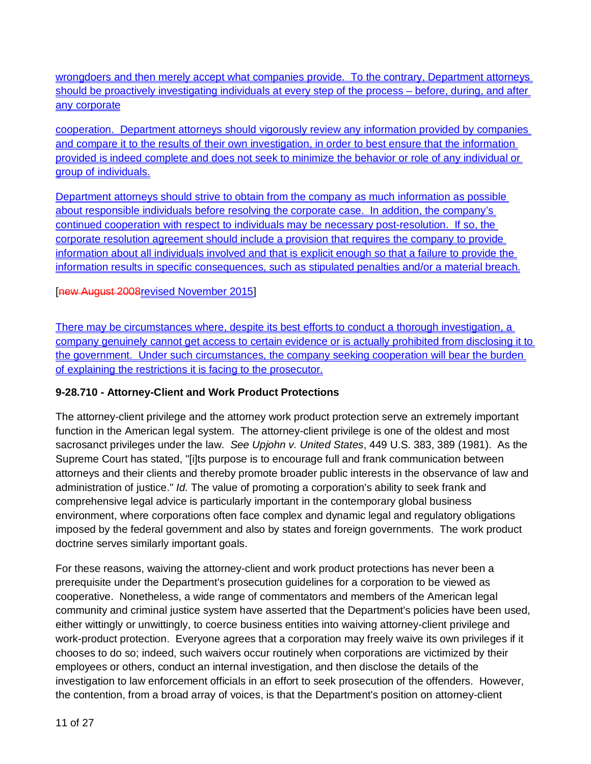wrongdoers and then merely accept what companies provide. To the contrary, Department attorneys should be proactively investigating individuals at every step of the process – before, during, and after any corporate

cooperation. Department attorneys should vigorously review any information provided by companies and compare it to the results of their own investigation, in order to best ensure that the information provided is indeed complete and does not seek to minimize the behavior or role of any individual or group of individuals.

Department attorneys should strive to obtain from the company as much information as possible about responsible individuals before resolving the corporate case. In addition, the company's continued cooperation with respect to individuals may be necessary post-resolution. If so, the corporate resolution agreement should include a provision that requires the company to provide information about all individuals involved and that is explicit enough so that a failure to provide the information results in specific consequences, such as stipulated penalties and/or a material breach.

[~~new August 2008~~revised November 2015]

There may be circumstances where, despite its best efforts to conduct a thorough investigation, a company genuinely cannot get access to certain evidence or is actually prohibited from disclosing it to the government. Under such circumstances, the company seeking cooperation will bear the burden of explaining the restrictions it is facing to the prosecutor.

**9-28.710 - Attorney-Client and Work Product Protections**

The attorney-client privilege and the attorney work product protection serve an extremely important function in the American legal system. The attorney-client privilege is one of the oldest and most sacrosanct privileges under the law. *See Upjohn v. United States*, 449 U.S. 383, 389 (1981). As the Supreme Court has stated, "[i]ts purpose is to encourage full and frank communication between attorneys and their clients and thereby promote broader public interests in the observance of law and administration of justice." *Id.* The value of promoting a corporation's ability to seek frank and comprehensive legal advice is particularly important in the contemporary global business environment, where corporations often face complex and dynamic legal and regulatory obligations imposed by the federal government and also by states and foreign governments. The work product doctrine serves similarly important goals.

For these reasons, waiving the attorney-client and work product protections has never been a prerequisite under the Department's prosecution guidelines for a corporation to be viewed as cooperative. Nonetheless, a wide range of commentators and members of the American legal community and criminal justice system have asserted that the Department's policies have been used, either wittingly or unwittingly, to coerce business entities into waiving attorney-client privilege and work-product protection. Everyone agrees that a corporation may freely waive its own privileges if it chooses to do so; indeed, such waivers occur routinely when corporations are victimized by their employees or others, conduct an internal investigation, and then disclose the details of the investigation to law enforcement officials in an effort to seek prosecution of the offenders. However, the contention, from a broad array of voices, is that the Department's position on attorney-client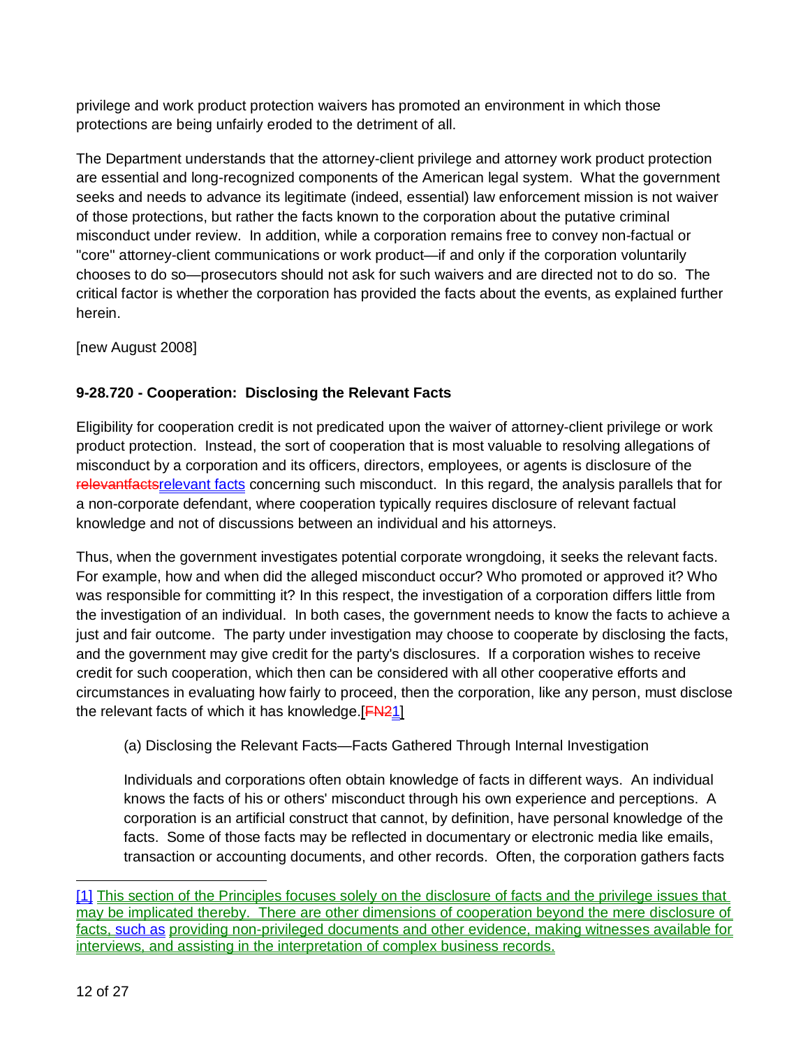privilege and work product protection waivers has promoted an environment in which those protections are being unfairly eroded to the detriment of all.

The Department understands that the attorney-client privilege and attorney work product protection are essential and long-recognized components of the American legal system. What the government seeks and needs to advance its legitimate (indeed, essential) law enforcement mission is not waiver of those protections, but rather the facts known to the corporation about the putative criminal misconduct under review. In addition, while a corporation remains free to convey non-factual or "core" attorney-client communications or work product—if and only if the corporation voluntarily chooses to do so—prosecutors should not ask for such waivers and are directed not to do so. The critical factor is whether the corporation has provided the facts about the events, as explained further herein.

[new August 2008]

**9-28.720 - Cooperation: Disclosing the Relevant Facts**

Eligibility for cooperation credit is not predicated upon the waiver of attorney-client privilege or work product protection. Instead, the sort of cooperation that is most valuable to resolving allegations of misconduct by a corporation and its officers, directors, employees, or agents is disclosure of the ~~relevantfacts~~relevant facts concerning such misconduct. In this regard, the analysis parallels that for a non-corporate defendant, where cooperation typically requires disclosure of relevant factual knowledge and not of discussions between an individual and his attorneys.

Thus, when the government investigates potential corporate wrongdoing, it seeks the relevant facts. For example, how and when did the alleged misconduct occur? Who promoted or approved it? Who was responsible for committing it? In this respect, the investigation of a corporation differs little from the investigation of an individual. In both cases, the government needs to know the facts to achieve a just and fair outcome. The party under investigation may choose to cooperate by disclosing the facts, and the government may give credit for the party's disclosures. If a corporation wishes to receive credit for such cooperation, which then can be considered with all other cooperative efforts and circumstances in evaluating how fairly to proceed, then the corporation, like any person, must disclose the relevant facts of which it has knowledge.[~~FN2~~1]

(a) Disclosing the Relevant Facts—Facts Gathered Through Internal Investigation

Individuals and corporations often obtain knowledge of facts in different ways. An individual knows the facts of his or others' misconduct through his own experience and perceptions. A corporation is an artificial construct that cannot, by definition, have personal knowledge of the facts. Some of those facts may be reflected in documentary or electronic media like emails, transaction or accounting documents, and other records. Often, the corporation gathers facts

---

[1] This section of the Principles focuses solely on the disclosure of facts and the privilege issues that may be implicated thereby. There are other dimensions of cooperation beyond the mere disclosure of facts, such as providing non-privileged documents and other evidence, making witnesses available for interviews, and assisting in the interpretation of complex business records.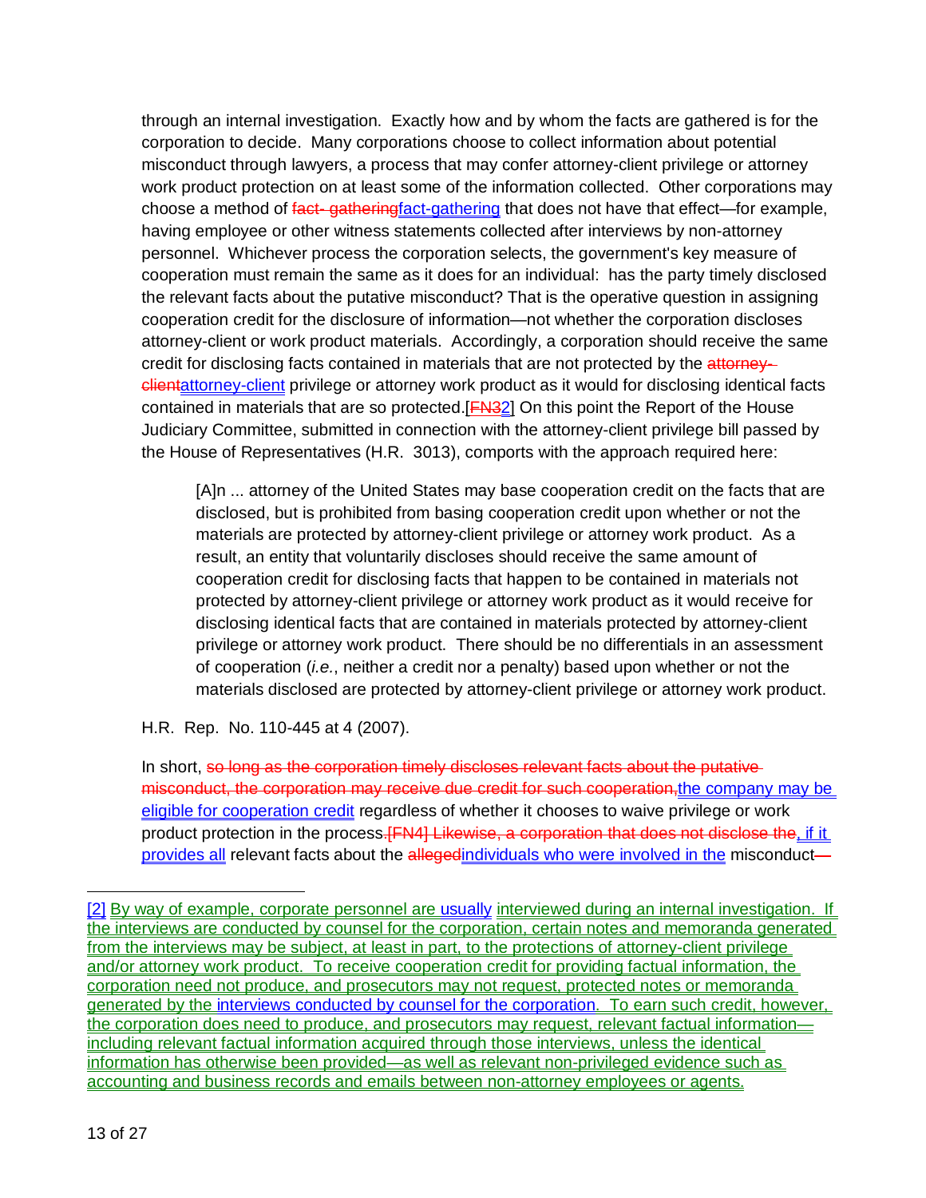through an internal investigation. Exactly how and by whom the facts are gathered is for the corporation to decide. Many corporations choose to collect information about potential misconduct through lawyers, a process that may confer attorney-client privilege or attorney work product protection on at least some of the information collected. Other corporations may choose a method of ~~fact- gathering~~fact-gathering that does not have that effect—for example, having employee or other witness statements collected after interviews by non-attorney personnel. Whichever process the corporation selects, the government's key measure of cooperation must remain the same as it does for an individual: has the party timely disclosed the relevant facts about the putative misconduct? That is the operative question in assigning cooperation credit for the disclosure of information—not whether the corporation discloses attorney-client or work product materials. Accordingly, a corporation should receive the same credit for disclosing facts contained in materials that are not protected by the ~~attorney-client~~attorney-client privilege or attorney work product as it would for disclosing identical facts contained in materials that are so protected.[~~FN3~~2] On this point the Report of the House Judiciary Committee, submitted in connection with the attorney-client privilege bill passed by the House of Representatives (H.R. 3013), comports with the approach required here:

> [A]n ... attorney of the United States may base cooperation credit on the facts that are disclosed, but is prohibited from basing cooperation credit upon whether or not the materials are protected by attorney-client privilege or attorney work product. As a result, an entity that voluntarily discloses should receive the same amount of cooperation credit for disclosing facts that happen to be contained in materials not protected by attorney-client privilege or attorney work product as it would receive for disclosing identical facts that are contained in materials protected by attorney-client privilege or attorney work product. There should be no differentials in an assessment of cooperation (*i.e.*, neither a credit nor a penalty) based upon whether or not the materials disclosed are protected by attorney-client privilege or attorney work product.

H.R. Rep. No. 110-445 at 4 (2007).

In short, ~~so long as the corporation timely discloses relevant facts about the putative misconduct, the corporation may receive due credit for such cooperation,~~the company may be eligible for cooperation credit regardless of whether it chooses to waive privilege or work product protection in the process.~~[FN4] Likewise, a corporation that does not disclose the~~, if it provides all relevant facts about the ~~alleged~~individuals who were involved in the misconduct~~—~~

---

[2] By way of example, corporate personnel are usually interviewed during an internal investigation. If the interviews are conducted by counsel for the corporation, certain notes and memoranda generated from the interviews may be subject, at least in part, to the protections of attorney-client privilege and/or attorney work product. To receive cooperation credit for providing factual information, the corporation need not produce, and prosecutors may not request, protected notes or memoranda generated by the interviews conducted by counsel for the corporation. To earn such credit, however, the corporation does need to produce, and prosecutors may request, relevant factual information—including relevant factual information acquired through those interviews, unless the identical information has otherwise been provided—as well as relevant non-privileged evidence such as accounting and business records and emails between non-attorney employees or agents.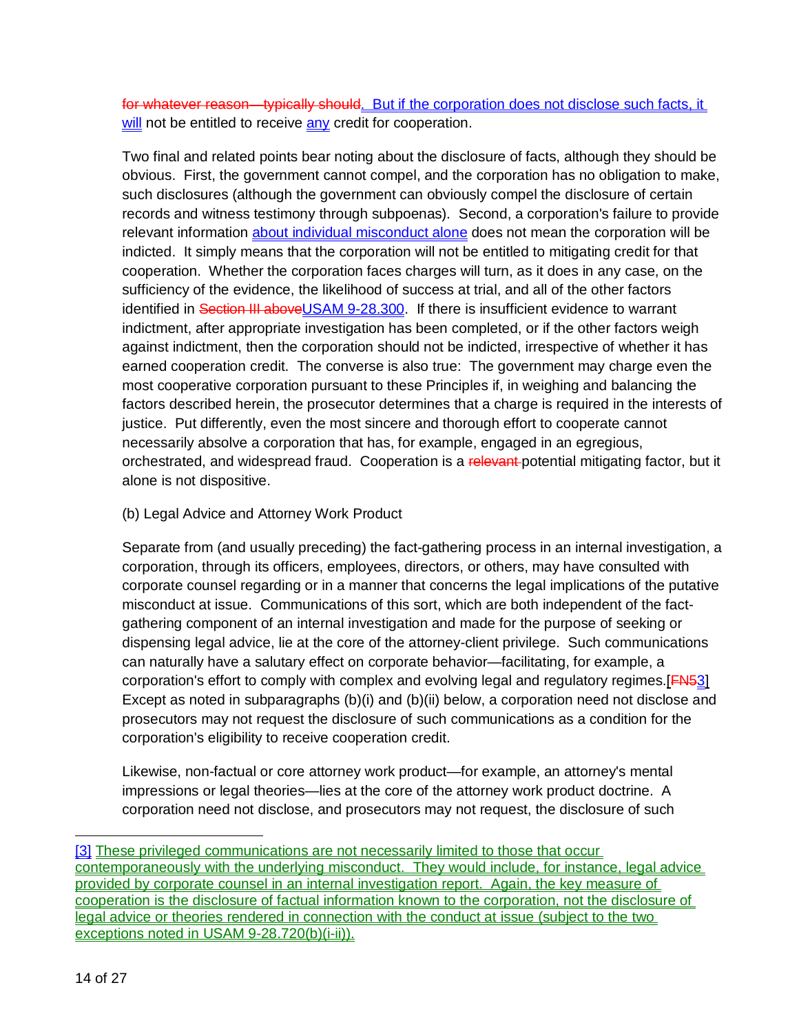for whatever reason—typically should. But if the corporation does not disclose such facts, it will not be entitled to receive any credit for cooperation.

Two final and related points bear noting about the disclosure of facts, although they should be obvious. First, the government cannot compel, and the corporation has no obligation to make, such disclosures (although the government can obviously compel the disclosure of certain records and witness testimony through subpoenas). Second, a corporation's failure to provide relevant information about individual misconduct alone does not mean the corporation will be indicted. It simply means that the corporation will not be entitled to mitigating credit for that cooperation. Whether the corporation faces charges will turn, as it does in any case, on the sufficiency of the evidence, the likelihood of success at trial, and all of the other factors identified in Section III aboveUSAM 9-28.300. If there is insufficient evidence to warrant indictment, after appropriate investigation has been completed, or if the other factors weigh against indictment, then the corporation should not be indicted, irrespective of whether it has earned cooperation credit. The converse is also true: The government may charge even the most cooperative corporation pursuant to these Principles if, in weighing and balancing the factors described herein, the prosecutor determines that a charge is required in the interests of justice. Put differently, even the most sincere and thorough effort to cooperate cannot necessarily absolve a corporation that has, for example, engaged in an egregious, orchestrated, and widespread fraud. Cooperation is a relevant potential mitigating factor, but it alone is not dispositive.

(b) Legal Advice and Attorney Work Product

Separate from (and usually preceding) the fact-gathering process in an internal investigation, a corporation, through its officers, employees, directors, or others, may have consulted with corporate counsel regarding or in a manner that concerns the legal implications of the putative misconduct at issue. Communications of this sort, which are both independent of the fact-gathering component of an internal investigation and made for the purpose of seeking or dispensing legal advice, lie at the core of the attorney-client privilege. Such communications can naturally have a salutary effect on corporate behavior—facilitating, for example, a corporation's effort to comply with complex and evolving legal and regulatory regimes.[FN53] Except as noted in subparagraphs (b)(i) and (b)(ii) below, a corporation need not disclose and prosecutors may not request the disclosure of such communications as a condition for the corporation's eligibility to receive cooperation credit.

Likewise, non-factual or core attorney work product—for example, an attorney's mental impressions or legal theories—lies at the core of the attorney work product doctrine. A corporation need not disclose, and prosecutors may not request, the disclosure of such

---

[3] These privileged communications are not necessarily limited to those that occur contemporaneously with the underlying misconduct. They would include, for instance, legal advice provided by corporate counsel in an internal investigation report. Again, the key measure of cooperation is the disclosure of factual information known to the corporation, not the disclosure of legal advice or theories rendered in connection with the conduct at issue (subject to the two exceptions noted in USAM 9-28.720(b)(i-ii)).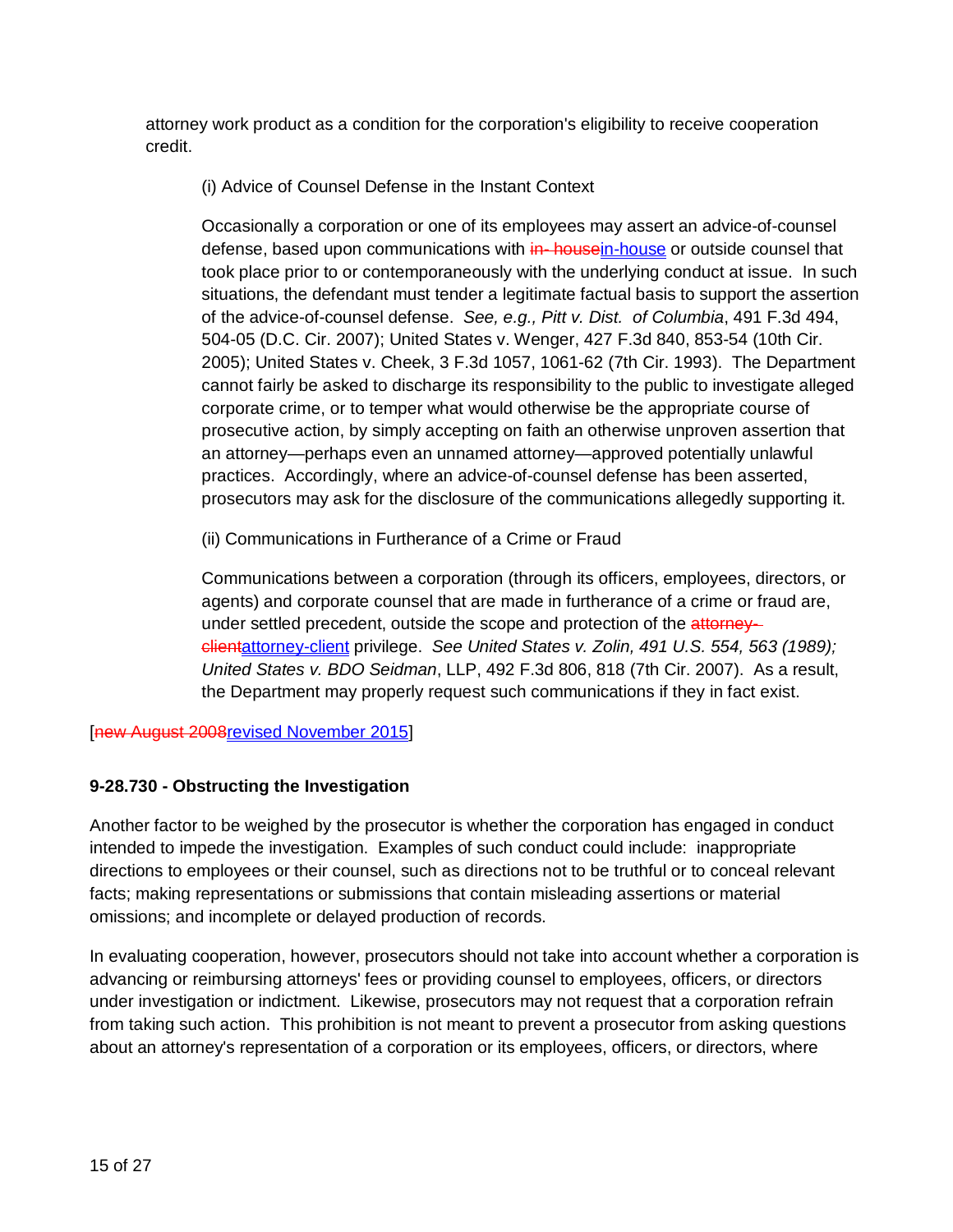attorney work product as a condition for the corporation's eligibility to receive cooperation credit.

(i) Advice of Counsel Defense in the Instant Context

Occasionally a corporation or one of its employees may assert an advice-of-counsel defense, based upon communications with ~~in- house~~in-house or outside counsel that took place prior to or contemporaneously with the underlying conduct at issue. In such situations, the defendant must tender a legitimate factual basis to support the assertion of the advice-of-counsel defense. *See, e.g., Pitt v. Dist. of Columbia*, 491 F.3d 494, 504-05 (D.C. Cir. 2007); United States v. Wenger, 427 F.3d 840, 853-54 (10th Cir. 2005); United States v. Cheek, 3 F.3d 1057, 1061-62 (7th Cir. 1993). The Department cannot fairly be asked to discharge its responsibility to the public to investigate alleged corporate crime, or to temper what would otherwise be the appropriate course of prosecutive action, by simply accepting on faith an otherwise unproven assertion that an attorney—perhaps even an unnamed attorney—approved potentially unlawful practices. Accordingly, where an advice-of-counsel defense has been asserted, prosecutors may ask for the disclosure of the communications allegedly supporting it.

(ii) Communications in Furtherance of a Crime or Fraud

Communications between a corporation (through its officers, employees, directors, or agents) and corporate counsel that are made in furtherance of a crime or fraud are, under settled precedent, outside the scope and protection of the ~~attorney- client~~attorney-client privilege. *See United States v. Zolin, 491 U.S. 554, 563 (1989); United States v. BDO Seidman*, LLP, 492 F.3d 806, 818 (7th Cir. 2007). As a result, the Department may properly request such communications if they in fact exist.

[~~new August 2008~~revised November 2015]

**9-28.730 - Obstructing the Investigation**

Another factor to be weighed by the prosecutor is whether the corporation has engaged in conduct intended to impede the investigation. Examples of such conduct could include: inappropriate directions to employees or their counsel, such as directions not to be truthful or to conceal relevant facts; making representations or submissions that contain misleading assertions or material omissions; and incomplete or delayed production of records.

In evaluating cooperation, however, prosecutors should not take into account whether a corporation is advancing or reimbursing attorneys' fees or providing counsel to employees, officers, or directors under investigation or indictment. Likewise, prosecutors may not request that a corporation refrain from taking such action. This prohibition is not meant to prevent a prosecutor from asking questions about an attorney's representation of a corporation or its employees, officers, or directors, where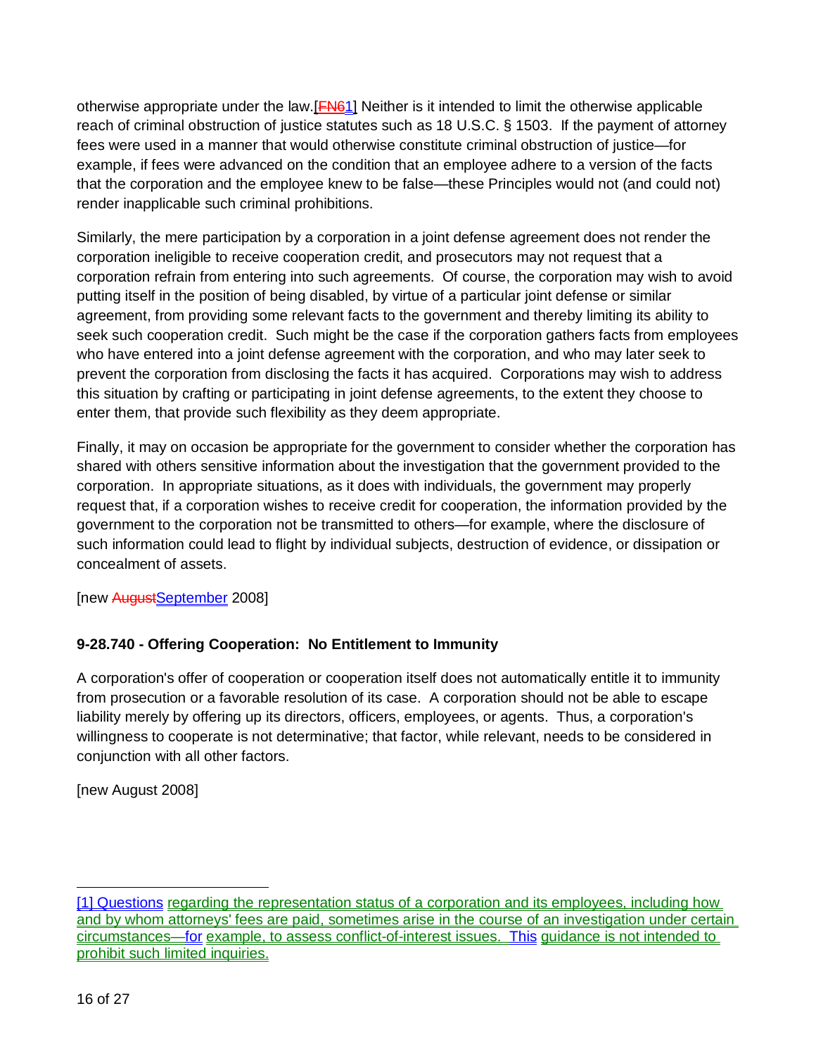otherwise appropriate under the law.[FN61] Neither is it intended to limit the otherwise applicable reach of criminal obstruction of justice statutes such as 18 U.S.C. § 1503. If the payment of attorney fees were used in a manner that would otherwise constitute criminal obstruction of justice—for example, if fees were advanced on the condition that an employee adhere to a version of the facts that the corporation and the employee knew to be false—these Principles would not (and could not) render inapplicable such criminal prohibitions.

Similarly, the mere participation by a corporation in a joint defense agreement does not render the corporation ineligible to receive cooperation credit, and prosecutors may not request that a corporation refrain from entering into such agreements. Of course, the corporation may wish to avoid putting itself in the position of being disabled, by virtue of a particular joint defense or similar agreement, from providing some relevant facts to the government and thereby limiting its ability to seek such cooperation credit. Such might be the case if the corporation gathers facts from employees who have entered into a joint defense agreement with the corporation, and who may later seek to prevent the corporation from disclosing the facts it has acquired. Corporations may wish to address this situation by crafting or participating in joint defense agreements, to the extent they choose to enter them, that provide such flexibility as they deem appropriate.

Finally, it may on occasion be appropriate for the government to consider whether the corporation has shared with others sensitive information about the investigation that the government provided to the corporation. In appropriate situations, as it does with individuals, the government may properly request that, if a corporation wishes to receive credit for cooperation, the information provided by the government to the corporation not be transmitted to others—for example, where the disclosure of such information could lead to flight by individual subjects, destruction of evidence, or dissipation or concealment of assets.

[new AugustSeptember 2008]

### 9-28.740 - Offering Cooperation: No Entitlement to Immunity

A corporation's offer of cooperation or cooperation itself does not automatically entitle it to immunity from prosecution or a favorable resolution of its case. A corporation should not be able to escape liability merely by offering up its directors, officers, employees, or agents. Thus, a corporation's willingness to cooperate is not determinative; that factor, while relevant, needs to be considered in conjunction with all other factors.

[new August 2008]

---

[1] Questions regarding the representation status of a corporation and its employees, including how and by whom attorneys' fees are paid, sometimes arise in the course of an investigation under certain circumstances—for example, to assess conflict-of-interest issues. This guidance is not intended to prohibit such limited inquiries.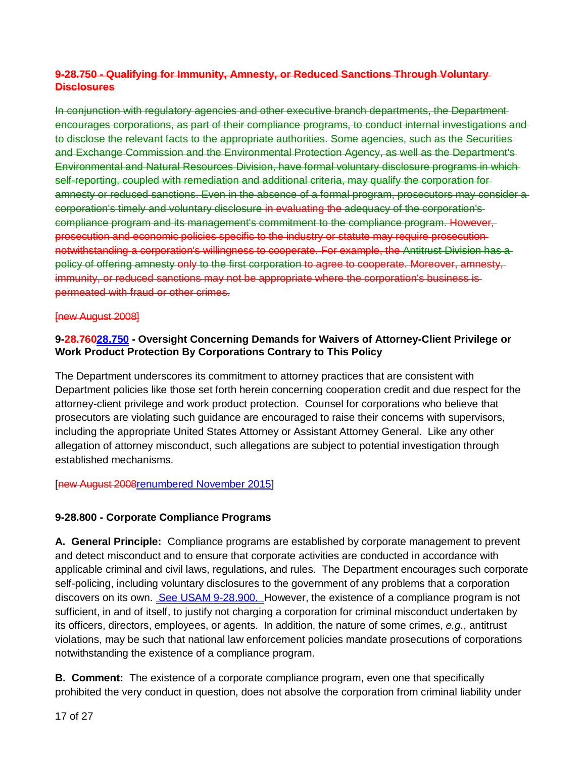**~~9-28.750 - Qualifying for Immunity, Amnesty, or Reduced Sanctions Through Voluntary Disclosures~~**

~~In conjunction with regulatory agencies and other executive branch departments, the Department encourages corporations, as part of their compliance programs, to conduct internal investigations and to disclose the relevant facts to the appropriate authorities. Some agencies, such as the Securities and Exchange Commission and the Environmental Protection Agency, as well as the Department's Environmental and Natural Resources Division, have formal voluntary disclosure programs in which self-reporting, coupled with remediation and additional criteria, may qualify the corporation for amnesty or reduced sanctions. Even in the absence of a formal program, prosecutors may consider a corporation's timely and voluntary disclosure in evaluating the adequacy of the corporation's compliance program and its management's commitment to the compliance program. However, prosecution and economic policies specific to the industry or statute may require prosecution notwithstanding a corporation's willingness to cooperate. For example, the Antitrust Division has a policy of offering amnesty only to the first corporation to agree to cooperate. Moreover, amnesty, immunity, or reduced sanctions may not be appropriate where the corporation's business is permeated with fraud or other crimes.~~

~~[new August 2008]~~

**9-~~28.760~~28.750 - Oversight Concerning Demands for Waivers of Attorney-Client Privilege or Work Product Protection By Corporations Contrary to This Policy**

The Department underscores its commitment to attorney practices that are consistent with Department policies like those set forth herein concerning cooperation credit and due respect for the attorney-client privilege and work product protection. Counsel for corporations who believe that prosecutors are violating such guidance are encouraged to raise their concerns with supervisors, including the appropriate United States Attorney or Assistant Attorney General. Like any other allegation of attorney misconduct, such allegations are subject to potential investigation through established mechanisms.

[~~new August 2008~~renumbered November 2015]

**9-28.800 - Corporate Compliance Programs**

**A. General Principle:** Compliance programs are established by corporate management to prevent and detect misconduct and to ensure that corporate activities are conducted in accordance with applicable criminal and civil laws, regulations, and rules. The Department encourages such corporate self-policing, including voluntary disclosures to the government of any problems that a corporation discovers on its own. See USAM 9-28.900. However, the existence of a compliance program is not sufficient, in and of itself, to justify not charging a corporation for criminal misconduct undertaken by its officers, directors, employees, or agents. In addition, the nature of some crimes, *e.g.*, antitrust violations, may be such that national law enforcement policies mandate prosecutions of corporations notwithstanding the existence of a compliance program.

**B. Comment:** The existence of a corporate compliance program, even one that specifically prohibited the very conduct in question, does not absolve the corporation from criminal liability under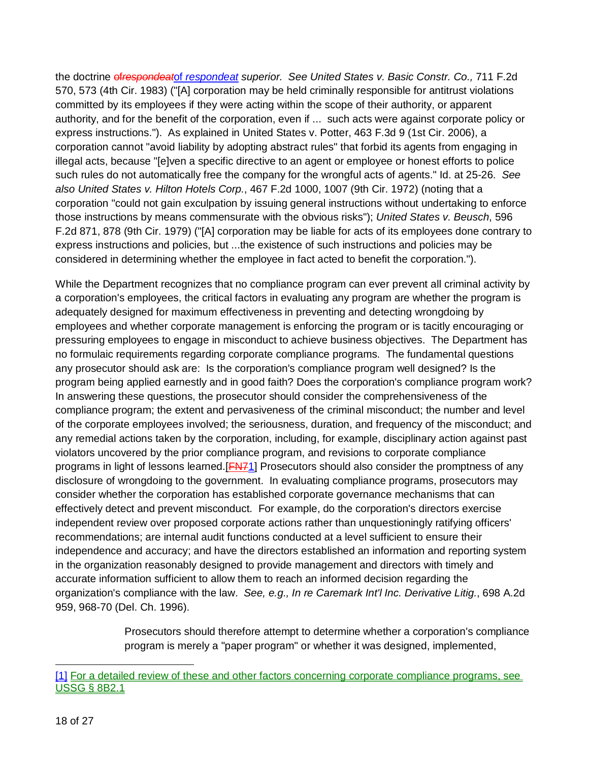the doctrine ~~ofrespondeat~~of *respondeat superior.* *See United States v. Basic Constr. Co.,* 711 F.2d 570, 573 (4th Cir. 1983) ("[A] corporation may be held criminally responsible for antitrust violations committed by its employees if they were acting within the scope of their authority, or apparent authority, and for the benefit of the corporation, even if ... such acts were against corporate policy or express instructions."). As explained in United States v. Potter, 463 F.3d 9 (1st Cir. 2006), a corporation cannot "avoid liability by adopting abstract rules" that forbid its agents from engaging in illegal acts, because "[e]ven a specific directive to an agent or employee or honest efforts to police such rules do not automatically free the company for the wrongful acts of agents." Id. at 25-26. *See also United States v. Hilton Hotels Corp.*, 467 F.2d 1000, 1007 (9th Cir. 1972) (noting that a corporation "could not gain exculpation by issuing general instructions without undertaking to enforce those instructions by means commensurate with the obvious risks"); *United States v. Beusch*, 596 F.2d 871, 878 (9th Cir. 1979) ("[A] corporation may be liable for acts of its employees done contrary to express instructions and policies, but ...the existence of such instructions and policies may be considered in determining whether the employee in fact acted to benefit the corporation.").

While the Department recognizes that no compliance program can ever prevent all criminal activity by a corporation's employees, the critical factors in evaluating any program are whether the program is adequately designed for maximum effectiveness in preventing and detecting wrongdoing by employees and whether corporate management is enforcing the program or is tacitly encouraging or pressuring employees to engage in misconduct to achieve business objectives. The Department has no formulaic requirements regarding corporate compliance programs. The fundamental questions any prosecutor should ask are: Is the corporation's compliance program well designed? Is the program being applied earnestly and in good faith? Does the corporation's compliance program work? In answering these questions, the prosecutor should consider the comprehensiveness of the compliance program; the extent and pervasiveness of the criminal misconduct; the number and level of the corporate employees involved; the seriousness, duration, and frequency of the misconduct; and any remedial actions taken by the corporation, including, for example, disciplinary action against past violators uncovered by the prior compliance program, and revisions to corporate compliance programs in light of lessons learned.[~~FN7~~1] Prosecutors should also consider the promptness of any disclosure of wrongdoing to the government. In evaluating compliance programs, prosecutors may consider whether the corporation has established corporate governance mechanisms that can effectively detect and prevent misconduct. For example, do the corporation's directors exercise independent review over proposed corporate actions rather than unquestioningly ratifying officers' recommendations; are internal audit functions conducted at a level sufficient to ensure their independence and accuracy; and have the directors established an information and reporting system in the organization reasonably designed to provide management and directors with timely and accurate information sufficient to allow them to reach an informed decision regarding the organization's compliance with the law. *See, e.g., In re Caremark Int'l Inc. Derivative Litig.*, 698 A.2d 959, 968-70 (Del. Ch. 1996).

> Prosecutors should therefore attempt to determine whether a corporation's compliance program is merely a "paper program" or whether it was designed, implemented,

---

[1] For a detailed review of these and other factors concerning corporate compliance programs, see USSG § 8B2.1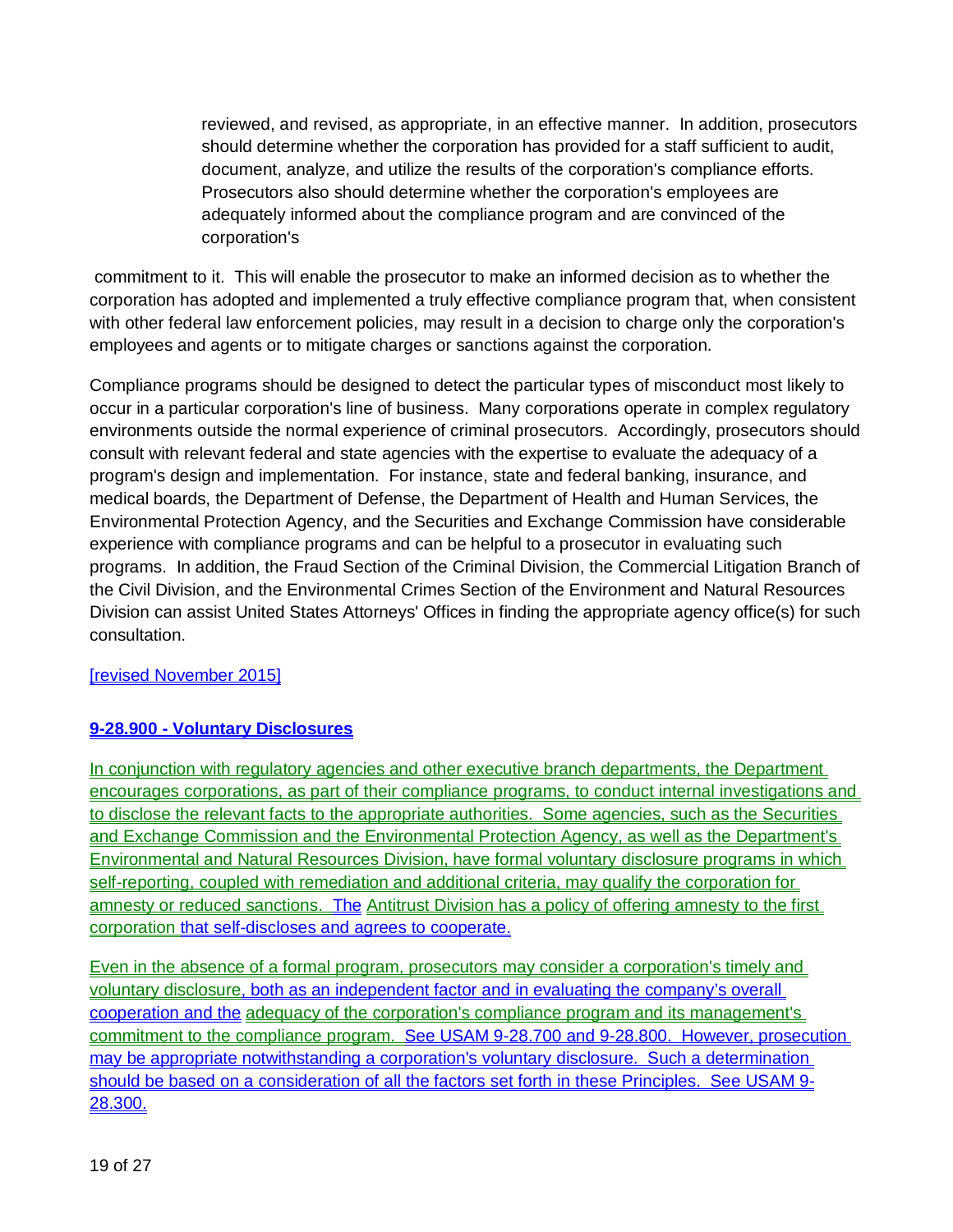reviewed, and revised, as appropriate, in an effective manner. In addition, prosecutors should determine whether the corporation has provided for a staff sufficient to audit, document, analyze, and utilize the results of the corporation's compliance efforts. Prosecutors also should determine whether the corporation's employees are adequately informed about the compliance program and are convinced of the corporation's

commitment to it. This will enable the prosecutor to make an informed decision as to whether the corporation has adopted and implemented a truly effective compliance program that, when consistent with other federal law enforcement policies, may result in a decision to charge only the corporation's employees and agents or to mitigate charges or sanctions against the corporation.

Compliance programs should be designed to detect the particular types of misconduct most likely to occur in a particular corporation's line of business. Many corporations operate in complex regulatory environments outside the normal experience of criminal prosecutors. Accordingly, prosecutors should consult with relevant federal and state agencies with the expertise to evaluate the adequacy of a program's design and implementation. For instance, state and federal banking, insurance, and medical boards, the Department of Defense, the Department of Health and Human Services, the Environmental Protection Agency, and the Securities and Exchange Commission have considerable experience with compliance programs and can be helpful to a prosecutor in evaluating such programs. In addition, the Fraud Section of the Criminal Division, the Commercial Litigation Branch of the Civil Division, and the Environmental Crimes Section of the Environment and Natural Resources Division can assist United States Attorneys' Offices in finding the appropriate agency office(s) for such consultation.

[revised November 2015]

**9-28.900 - Voluntary Disclosures**

In conjunction with regulatory agencies and other executive branch departments, the Department encourages corporations, as part of their compliance programs, to conduct internal investigations and to disclose the relevant facts to the appropriate authorities. Some agencies, such as the Securities and Exchange Commission and the Environmental Protection Agency, as well as the Department's Environmental and Natural Resources Division, have formal voluntary disclosure programs in which self-reporting, coupled with remediation and additional criteria, may qualify the corporation for amnesty or reduced sanctions. The Antitrust Division has a policy of offering amnesty to the first corporation that self-discloses and agrees to cooperate.

Even in the absence of a formal program, prosecutors may consider a corporation's timely and voluntary disclosure, both as an independent factor and in evaluating the company's overall cooperation and the adequacy of the corporation's compliance program and its management's commitment to the compliance program. See USAM 9-28.700 and 9-28.800. However, prosecution may be appropriate notwithstanding a corporation's voluntary disclosure. Such a determination should be based on a consideration of all the factors set forth in these Principles. See USAM 9-28.300.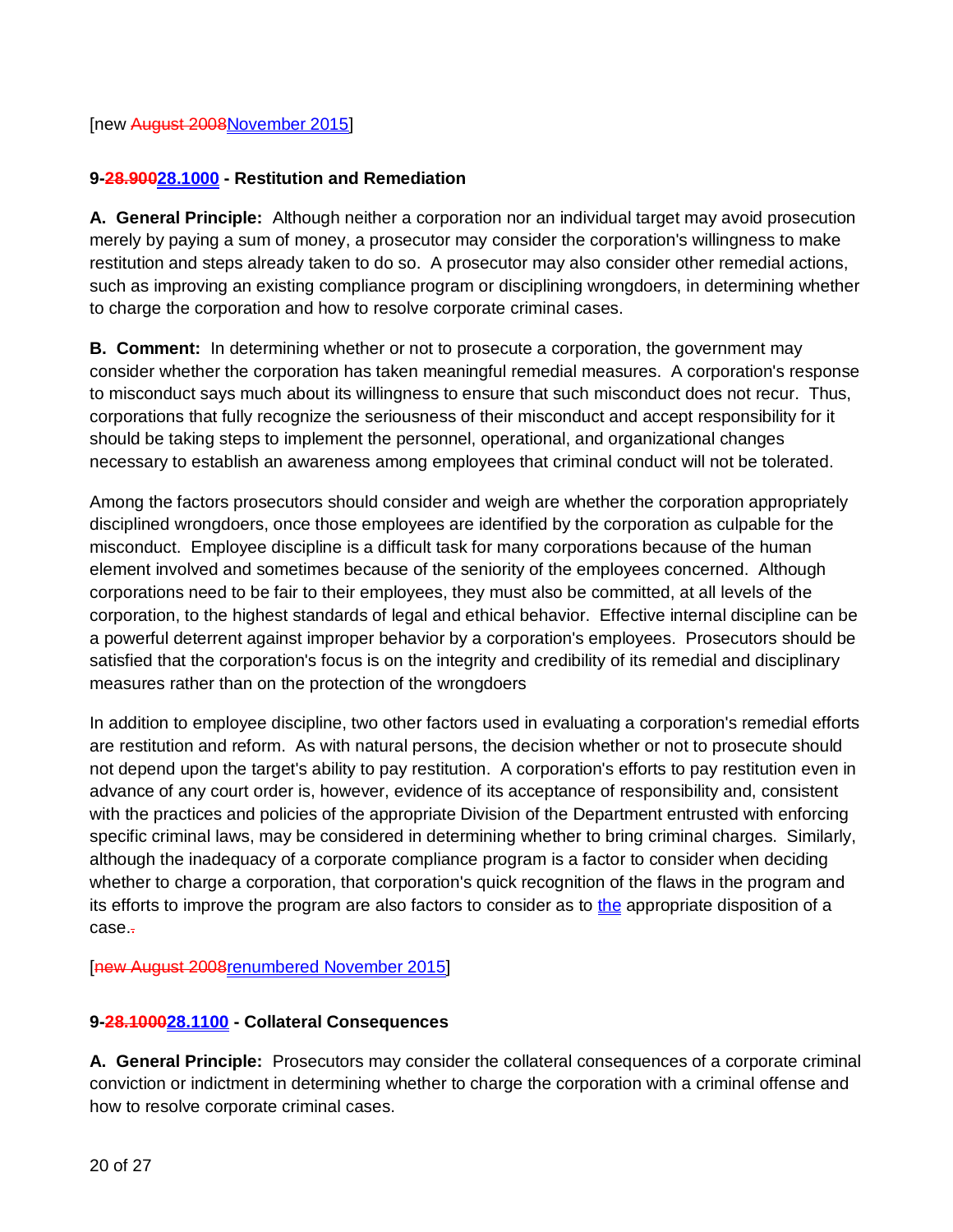[new ~~August 2008~~November 2015]

**9-~~28.900~~28.1000 - Restitution and Remediation**

**A. General Principle:** Although neither a corporation nor an individual target may avoid prosecution merely by paying a sum of money, a prosecutor may consider the corporation's willingness to make restitution and steps already taken to do so. A prosecutor may also consider other remedial actions, such as improving an existing compliance program or disciplining wrongdoers, in determining whether to charge the corporation and how to resolve corporate criminal cases.

**B. Comment:** In determining whether or not to prosecute a corporation, the government may consider whether the corporation has taken meaningful remedial measures. A corporation's response to misconduct says much about its willingness to ensure that such misconduct does not recur. Thus, corporations that fully recognize the seriousness of their misconduct and accept responsibility for it should be taking steps to implement the personnel, operational, and organizational changes necessary to establish an awareness among employees that criminal conduct will not be tolerated.

Among the factors prosecutors should consider and weigh are whether the corporation appropriately disciplined wrongdoers, once those employees are identified by the corporation as culpable for the misconduct. Employee discipline is a difficult task for many corporations because of the human element involved and sometimes because of the seniority of the employees concerned. Although corporations need to be fair to their employees, they must also be committed, at all levels of the corporation, to the highest standards of legal and ethical behavior. Effective internal discipline can be a powerful deterrent against improper behavior by a corporation's employees. Prosecutors should be satisfied that the corporation's focus is on the integrity and credibility of its remedial and disciplinary measures rather than on the protection of the wrongdoers

In addition to employee discipline, two other factors used in evaluating a corporation's remedial efforts are restitution and reform. As with natural persons, the decision whether or not to prosecute should not depend upon the target's ability to pay restitution. A corporation's efforts to pay restitution even in advance of any court order is, however, evidence of its acceptance of responsibility and, consistent with the practices and policies of the appropriate Division of the Department entrusted with enforcing specific criminal laws, may be considered in determining whether to bring criminal charges. Similarly, although the inadequacy of a corporate compliance program is a factor to consider when deciding whether to charge a corporation, that corporation's quick recognition of the flaws in the program and its efforts to improve the program are also factors to consider as to the appropriate disposition of a case.~~.~~

[~~new August 2008~~renumbered November 2015]

**9-~~28.1000~~28.1100 - Collateral Consequences**

**A. General Principle:** Prosecutors may consider the collateral consequences of a corporate criminal conviction or indictment in determining whether to charge the corporation with a criminal offense and how to resolve corporate criminal cases.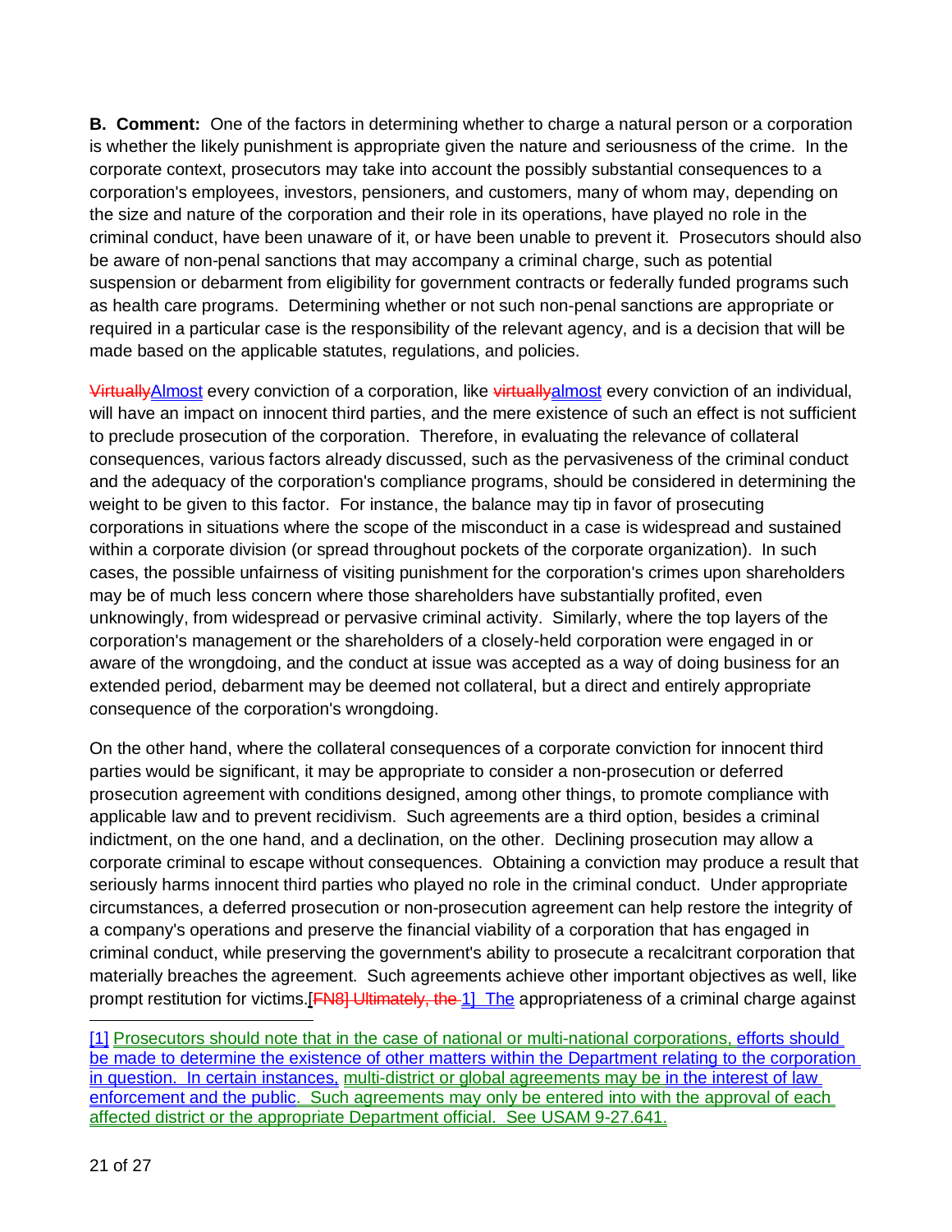**B. Comment:** One of the factors in determining whether to charge a natural person or a corporation is whether the likely punishment is appropriate given the nature and seriousness of the crime. In the corporate context, prosecutors may take into account the possibly substantial consequences to a corporation's employees, investors, pensioners, and customers, many of whom may, depending on the size and nature of the corporation and their role in its operations, have played no role in the criminal conduct, have been unaware of it, or have been unable to prevent it. Prosecutors should also be aware of non-penal sanctions that may accompany a criminal charge, such as potential suspension or debarment from eligibility for government contracts or federally funded programs such as health care programs. Determining whether or not such non-penal sanctions are appropriate or required in a particular case is the responsibility of the relevant agency, and is a decision that will be made based on the applicable statutes, regulations, and policies.

~~Virtually~~Almost every conviction of a corporation, like ~~virtually~~almost every conviction of an individual, will have an impact on innocent third parties, and the mere existence of such an effect is not sufficient to preclude prosecution of the corporation. Therefore, in evaluating the relevance of collateral consequences, various factors already discussed, such as the pervasiveness of the criminal conduct and the adequacy of the corporation's compliance programs, should be considered in determining the weight to be given to this factor. For instance, the balance may tip in favor of prosecuting corporations in situations where the scope of the misconduct in a case is widespread and sustained within a corporate division (or spread throughout pockets of the corporate organization). In such cases, the possible unfairness of visiting punishment for the corporation's crimes upon shareholders may be of much less concern where those shareholders have substantially profited, even unknowingly, from widespread or pervasive criminal activity. Similarly, where the top layers of the corporation's management or the shareholders of a closely-held corporation were engaged in or aware of the wrongdoing, and the conduct at issue was accepted as a way of doing business for an extended period, debarment may be deemed not collateral, but a direct and entirely appropriate consequence of the corporation's wrongdoing.

On the other hand, where the collateral consequences of a corporate conviction for innocent third parties would be significant, it may be appropriate to consider a non-prosecution or deferred prosecution agreement with conditions designed, among other things, to promote compliance with applicable law and to prevent recidivism. Such agreements are a third option, besides a criminal indictment, on the one hand, and a declination, on the other. Declining prosecution may allow a corporate criminal to escape without consequences. Obtaining a conviction may produce a result that seriously harms innocent third parties who played no role in the criminal conduct. Under appropriate circumstances, a deferred prosecution or non-prosecution agreement can help restore the integrity of a company's operations and preserve the financial viability of a corporation that has engaged in criminal conduct, while preserving the government's ability to prosecute a recalcitrant corporation that materially breaches the agreement. Such agreements achieve other important objectives as well, like prompt restitution for victims.[~~FN8] Ultimately, the~~ 1] The appropriateness of a criminal charge against

[1] Prosecutors should note that in the case of national or multi-national corporations, efforts should be made to determine the existence of other matters within the Department relating to the corporation in question. In certain instances, multi-district or global agreements may be in the interest of law enforcement and the public. Such agreements may only be entered into with the approval of each affected district or the appropriate Department official. See USAM 9-27.641.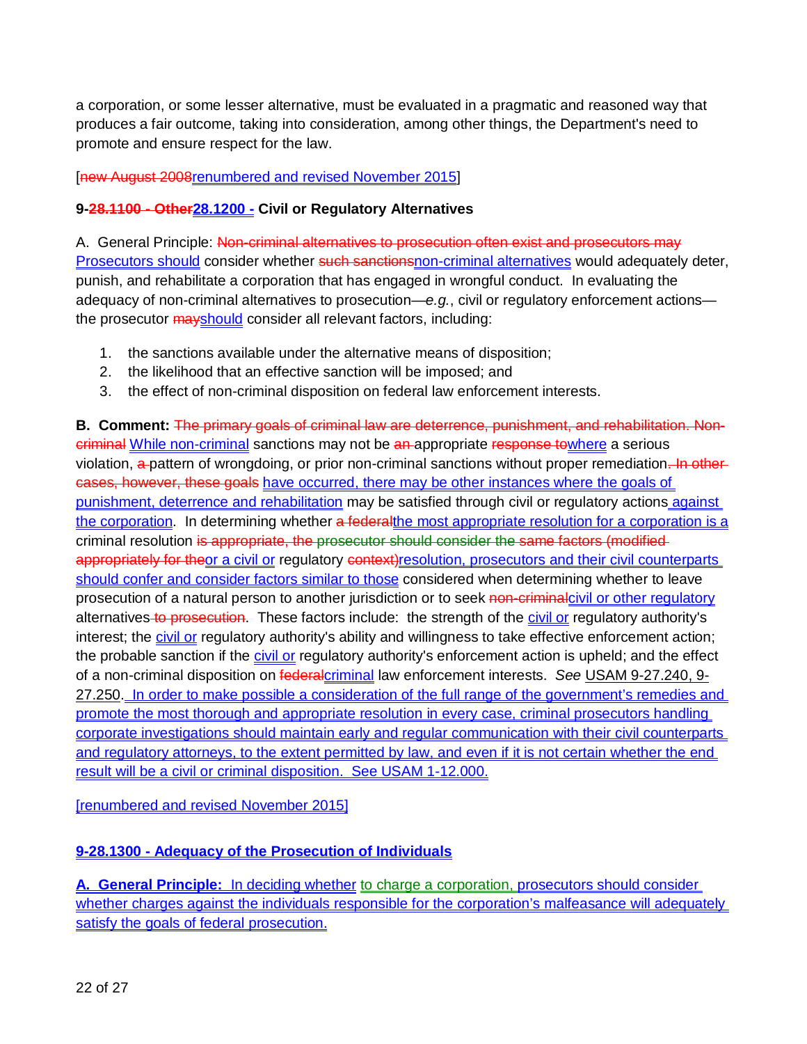a corporation, or some lesser alternative, must be evaluated in a pragmatic and reasoned way that produces a fair outcome, taking into consideration, among other things, the Department's need to promote and ensure respect for the law.

[~~new August 2008~~renumbered and revised November 2015]

### 9-~~28.1100 - Other~~28.1200 - Civil or Regulatory Alternatives

A. General Principle: ~~Non-criminal alternatives to prosecution often exist and prosecutors may~~ Prosecutors should consider whether ~~such sanctions~~non-criminal alternatives would adequately deter, punish, and rehabilitate a corporation that has engaged in wrongful conduct. In evaluating the adequacy of non-criminal alternatives to prosecution—*e.g.*, civil or regulatory enforcement actions—the prosecutor ~~may~~should consider all relevant factors, including:

1. the sanctions available under the alternative means of disposition;
2. the likelihood that an effective sanction will be imposed; and
3. the effect of non-criminal disposition on federal law enforcement interests.

**B. Comment:** ~~The primary goals of criminal law are deterrence, punishment, and rehabilitation. Non-criminal~~ While non-criminal sanctions may not be ~~an~~ appropriate ~~response to~~where a serious violation, ~~a~~ pattern of wrongdoing, or prior non-criminal sanctions without proper remediation~~. In other cases, however, these goals~~ have occurred, there may be other instances where the goals of punishment, deterrence and rehabilitation may be satisfied through civil or regulatory actions against the corporation. In determining whether ~~a federal~~the most appropriate resolution for a corporation is a criminal resolution ~~is appropriate, the prosecutor should consider the same factors (modified appropriately for the~~or a civil or regulatory ~~context)~~resolution, prosecutors and their civil counterparts should confer and consider factors similar to those considered when determining whether to leave prosecution of a natural person to another jurisdiction or to seek ~~non-criminal~~civil or other regulatory alternatives~~ to prosecution~~. These factors include: the strength of the civil or regulatory authority's interest; the civil or regulatory authority's ability and willingness to take effective enforcement action; the probable sanction if the civil or regulatory authority's enforcement action is upheld; and the effect of a non-criminal disposition on ~~federal~~criminal law enforcement interests. *See* USAM 9-27.240, 9-27.250. In order to make possible a consideration of the full range of the government's remedies and promote the most thorough and appropriate resolution in every case, criminal prosecutors handling corporate investigations should maintain early and regular communication with their civil counterparts and regulatory attorneys, to the extent permitted by law, and even if it is not certain whether the end result will be a civil or criminal disposition. See USAM 1-12.000.

[renumbered and revised November 2015]

### 9-28.1300 - Adequacy of the Prosecution of Individuals

**A. General Principle:** In deciding whether to charge a corporation, prosecutors should consider whether charges against the individuals responsible for the corporation's malfeasance will adequately satisfy the goals of federal prosecution.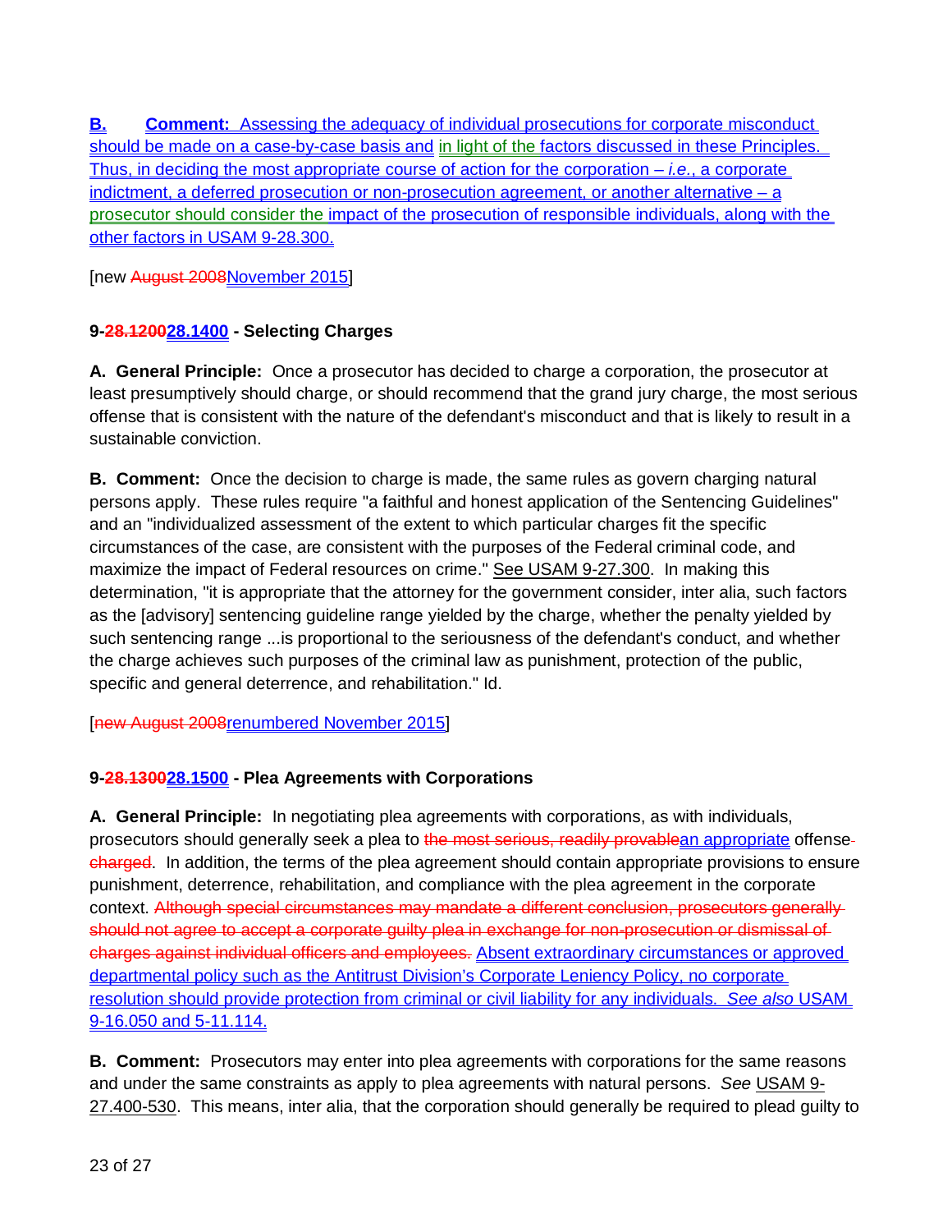**B.** **Comment:** Assessing the adequacy of individual prosecutions for corporate misconduct should be made on a case-by-case basis and in light of the factors discussed in these Principles. Thus, in deciding the most appropriate course of action for the corporation – *i.e.*, a corporate indictment, a deferred prosecution or non-prosecution agreement, or another alternative – a prosecutor should consider the impact of the prosecution of responsible individuals, along with the other factors in USAM 9-28.300.

[new ~~August 2008~~November 2015]

### 9-~~28.1200~~28.1400 - Selecting Charges

**A. General Principle:** Once a prosecutor has decided to charge a corporation, the prosecutor at least presumptively should charge, or should recommend that the grand jury charge, the most serious offense that is consistent with the nature of the defendant's misconduct and that is likely to result in a sustainable conviction.

**B. Comment:** Once the decision to charge is made, the same rules as govern charging natural persons apply. These rules require "a faithful and honest application of the Sentencing Guidelines" and an "individualized assessment of the extent to which particular charges fit the specific circumstances of the case, are consistent with the purposes of the Federal criminal code, and maximize the impact of Federal resources on crime." See USAM 9-27.300. In making this determination, "it is appropriate that the attorney for the government consider, inter alia, such factors as the [advisory] sentencing guideline range yielded by the charge, whether the penalty yielded by such sentencing range ...is proportional to the seriousness of the defendant's conduct, and whether the charge achieves such purposes of the criminal law as punishment, protection of the public, specific and general deterrence, and rehabilitation." Id.

[~~new August 2008~~renumbered November 2015]

### 9-~~28.1300~~28.1500 - Plea Agreements with Corporations

**A. General Principle:** In negotiating plea agreements with corporations, as with individuals, prosecutors should generally seek a plea to ~~the most serious, readily provable~~an appropriate offense ~~charged~~. In addition, the terms of the plea agreement should contain appropriate provisions to ensure punishment, deterrence, rehabilitation, and compliance with the plea agreement in the corporate context. ~~Although special circumstances may mandate a different conclusion, prosecutors generally should not agree to accept a corporate guilty plea in exchange for non-prosecution or dismissal of charges against individual officers and employees.~~ Absent extraordinary circumstances or approved departmental policy such as the Antitrust Division's Corporate Leniency Policy, no corporate resolution should provide protection from criminal or civil liability for any individuals. *See also* USAM 9-16.050 and 5-11.114.

**B. Comment:** Prosecutors may enter into plea agreements with corporations for the same reasons and under the same constraints as apply to plea agreements with natural persons. *See* USAM 9-27.400-530. This means, inter alia, that the corporation should generally be required to plead guilty to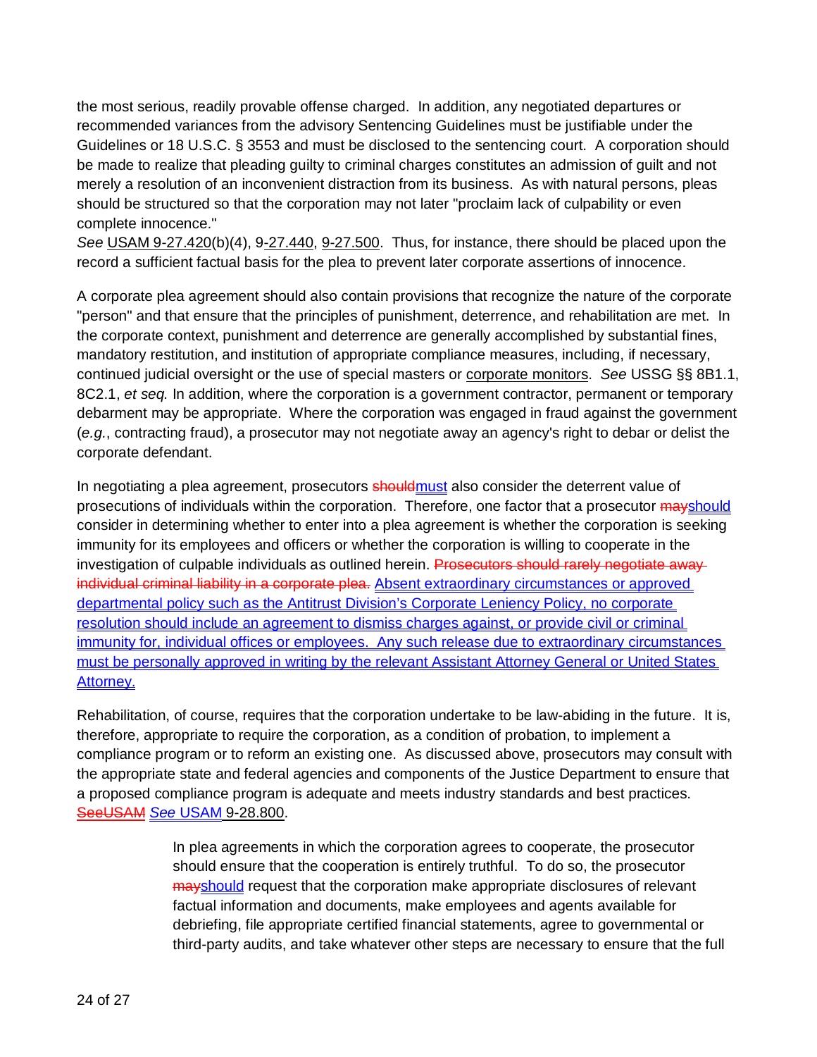the most serious, readily provable offense charged. In addition, any negotiated departures or recommended variances from the advisory Sentencing Guidelines must be justifiable under the Guidelines or 18 U.S.C. § 3553 and must be disclosed to the sentencing court. A corporation should be made to realize that pleading guilty to criminal charges constitutes an admission of guilt and not merely a resolution of an inconvenient distraction from its business. As with natural persons, pleas should be structured so that the corporation may not later "proclaim lack of culpability or even complete innocence."
*See* USAM 9-27.420(b)(4), 9-27.440, 9-27.500. Thus, for instance, there should be placed upon the record a sufficient factual basis for the plea to prevent later corporate assertions of innocence.

A corporate plea agreement should also contain provisions that recognize the nature of the corporate "person" and that ensure that the principles of punishment, deterrence, and rehabilitation are met. In the corporate context, punishment and deterrence are generally accomplished by substantial fines, mandatory restitution, and institution of appropriate compliance measures, including, if necessary, continued judicial oversight or the use of special masters or corporate monitors. *See* USSG §§ 8B1.1, 8C2.1, *et seq.* In addition, where the corporation is a government contractor, permanent or temporary debarment may be appropriate. Where the corporation was engaged in fraud against the government (*e.g.*, contracting fraud), a prosecutor may not negotiate away an agency's right to debar or delist the corporate defendant.

In negotiating a plea agreement, prosecutors ~~should~~must also consider the deterrent value of prosecutions of individuals within the corporation. Therefore, one factor that a prosecutor ~~may~~should consider in determining whether to enter into a plea agreement is whether the corporation is seeking immunity for its employees and officers or whether the corporation is willing to cooperate in the investigation of culpable individuals as outlined herein. ~~Prosecutors should rarely negotiate away individual criminal liability in a corporate plea.~~ Absent extraordinary circumstances or approved departmental policy such as the Antitrust Division's Corporate Leniency Policy, no corporate resolution should include an agreement to dismiss charges against, or provide civil or criminal immunity for, individual offices or employees. Any such release due to extraordinary circumstances must be personally approved in writing by the relevant Assistant Attorney General or United States Attorney.

Rehabilitation, of course, requires that the corporation undertake to be law-abiding in the future. It is, therefore, appropriate to require the corporation, as a condition of probation, to implement a compliance program or to reform an existing one. As discussed above, prosecutors may consult with the appropriate state and federal agencies and components of the Justice Department to ensure that a proposed compliance program is adequate and meets industry standards and best practices. ~~SeeUSAM~~ *See* USAM 9-28.800.

> In plea agreements in which the corporation agrees to cooperate, the prosecutor should ensure that the cooperation is entirely truthful. To do so, the prosecutor ~~may~~should request that the corporation make appropriate disclosures of relevant factual information and documents, make employees and agents available for debriefing, file appropriate certified financial statements, agree to governmental or third-party audits, and take whatever other steps are necessary to ensure that the full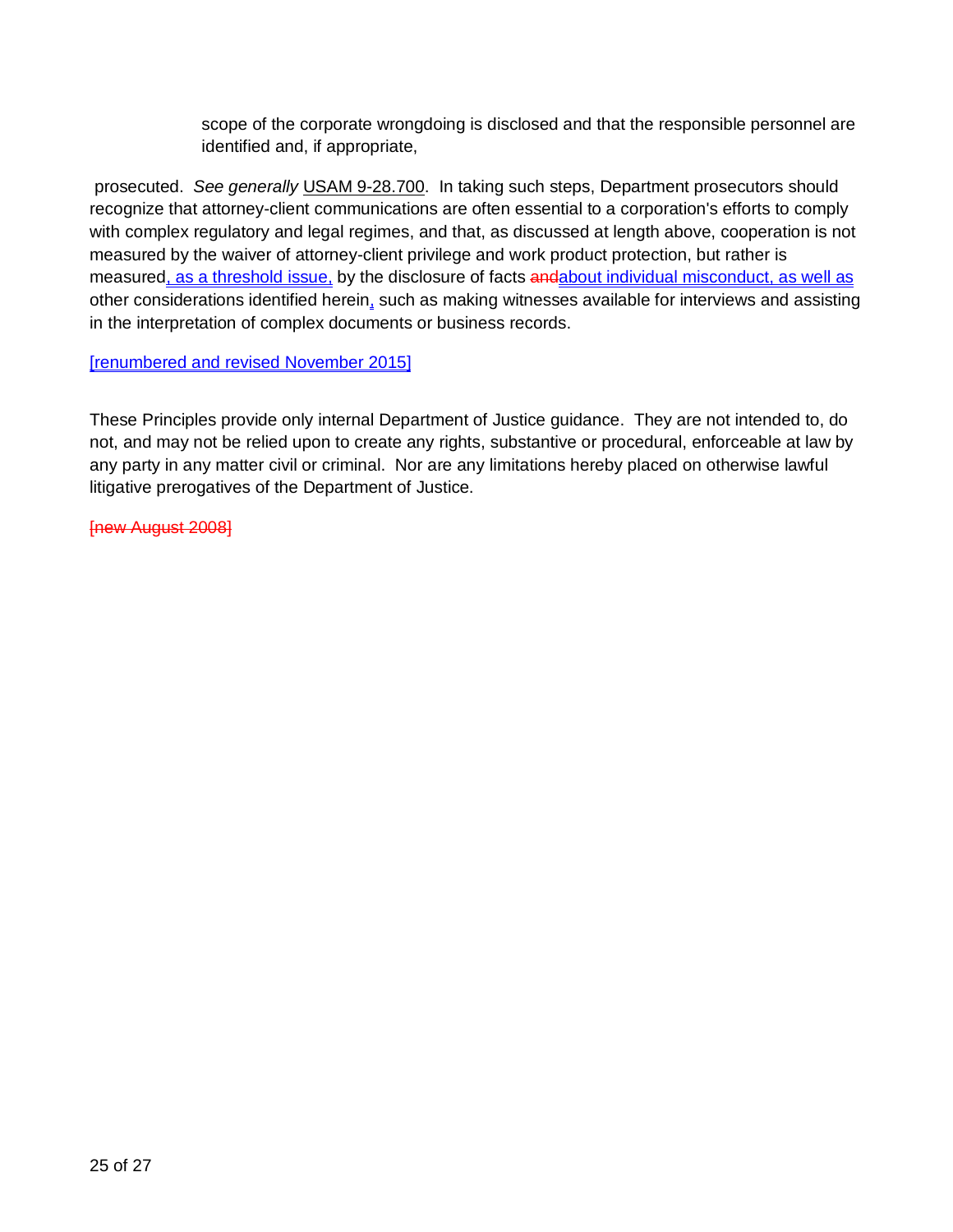scope of the corporate wrongdoing is disclosed and that the responsible personnel are identified and, if appropriate,

prosecuted. *See generally* USAM 9-28.700. In taking such steps, Department prosecutors should recognize that attorney-client communications are often essential to a corporation's efforts to comply with complex regulatory and legal regimes, and that, as discussed at length above, cooperation is not measured by the waiver of attorney-client privilege and work product protection, but rather is measured, as a threshold issue, by the disclosure of facts ~~and~~about individual misconduct, as well as other considerations identified herein, such as making witnesses available for interviews and assisting in the interpretation of complex documents or business records.

[renumbered and revised November 2015]

These Principles provide only internal Department of Justice guidance. They are not intended to, do not, and may not be relied upon to create any rights, substantive or procedural, enforceable at law by any party in any matter civil or criminal. Nor are any limitations hereby placed on otherwise lawful litigative prerogatives of the Department of Justice.

~~[new August 2008]~~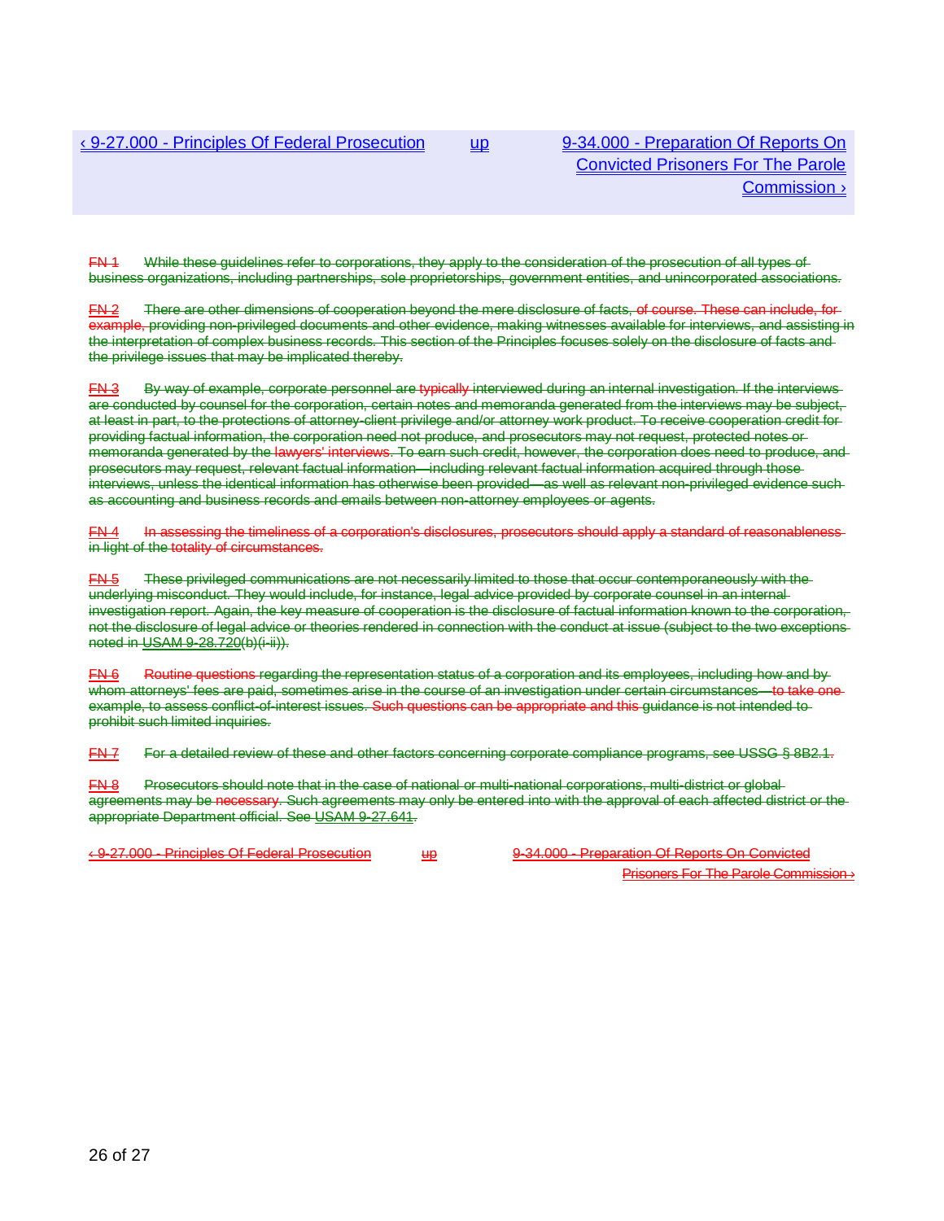[‹ 9-27.000 - Principles Of Federal Prosecution](#) [up](#) [9-34.000 - Preparation Of Reports On Convicted Prisoners For The Parole Commission ›](#)

FN 1 While these guidelines refer to corporations, they apply to the consideration of the prosecution of all types of business organizations, including partnerships, sole proprietorships, government entities, and unincorporated associations.

FN 2 There are other dimensions of cooperation beyond the mere disclosure of facts, of course. These can include, for example, providing non-privileged documents and other evidence, making witnesses available for interviews, and assisting in the interpretation of complex business records. This section of the Principles focuses solely on the disclosure of facts and the privilege issues that may be implicated thereby.

FN 3 By way of example, corporate personnel are typically interviewed during an internal investigation. If the interviews are conducted by counsel for the corporation, certain notes and memoranda generated from the interviews may be subject, at least in part, to the protections of attorney-client privilege and/or attorney work product. To receive cooperation credit for providing factual information, the corporation need not produce, and prosecutors may not request, protected notes or memoranda generated by the lawyers' interviews. To earn such credit, however, the corporation does need to produce, and prosecutors may request, relevant factual information—including relevant factual information acquired through those interviews, unless the identical information has otherwise been provided—as well as relevant non-privileged evidence such as accounting and business records and emails between non-attorney employees or agents.

FN 4 In assessing the timeliness of a corporation's disclosures, prosecutors should apply a standard of reasonableness in light of the totality of circumstances.

FN 5 These privileged communications are not necessarily limited to those that occur contemporaneously with the underlying misconduct. They would include, for instance, legal advice provided by corporate counsel in an internal investigation report. Again, the key measure of cooperation is the disclosure of factual information known to the corporation, not the disclosure of legal advice or theories rendered in connection with the conduct at issue (subject to the two exceptions noted in USAM 9-28.720(b)(i-ii)).

FN 6 Routine questions regarding the representation status of a corporation and its employees, including how and by whom attorneys' fees are paid, sometimes arise in the course of an investigation under certain circumstances—to take one example, to assess conflict-of-interest issues. Such questions can be appropriate and this guidance is not intended to prohibit such limited inquiries.

FN 7 For a detailed review of these and other factors concerning corporate compliance programs, see USSG § 8B2.1.

FN 8 Prosecutors should note that in the case of national or multi-national corporations, multi-district or global agreements may be necessary. Such agreements may only be entered into with the approval of each affected district or the appropriate Department official. See USAM 9-27.641.

[‹ 9-27.000 - Principles Of Federal Prosecution](#) [up](#) [9-34.000 - Preparation Of Reports On Convicted Prisoners For The Parole Commission ›](#)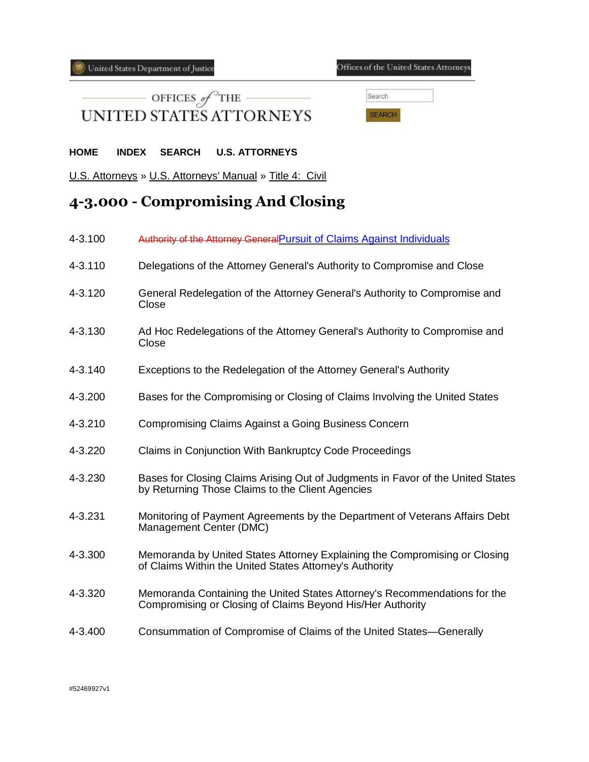United States Department of Justice | Offices of the United States Attorneys

OFFICES of THE
UNITED STATES ATTORNEYS

Search

SEARCH

**HOME** **INDEX** **SEARCH** **U.S. ATTORNEYS**

U.S. Attorneys » U.S. Attorneys' Manual » Title 4: Civil

# 4-3.000 - Compromising And Closing

| | |
|---|---|
| 4-3.100 | ~~Authority of the Attorney General~~Pursuit of Claims Against Individuals |
| 4-3.110 | Delegations of the Attorney General's Authority to Compromise and Close |
| 4-3.120 | General Redelegation of the Attorney General's Authority to Compromise and Close |
| 4-3.130 | Ad Hoc Redelegations of the Attorney General's Authority to Compromise and Close |
| 4-3.140 | Exceptions to the Redelegation of the Attorney General's Authority |
| 4-3.200 | Bases for the Compromising or Closing of Claims Involving the United States |
| 4-3.210 | Compromising Claims Against a Going Business Concern |
| 4-3.220 | Claims in Conjunction With Bankruptcy Code Proceedings |
| 4-3.230 | Bases for Closing Claims Arising Out of Judgments in Favor of the United States by Returning Those Claims to the Client Agencies |
| 4-3.231 | Monitoring of Payment Agreements by the Department of Veterans Affairs Debt Management Center (DMC) |
| 4-3.300 | Memoranda by United States Attorney Explaining the Compromising or Closing of Claims Within the United States Attorney's Authority |
| 4-3.320 | Memoranda Containing the United States Attorney's Recommendations for the Compromising or Closing of Claims Beyond His/Her Authority |
| 4-3.400 | Consummation of Compromise of Claims of the United States—Generally |

#52469927v1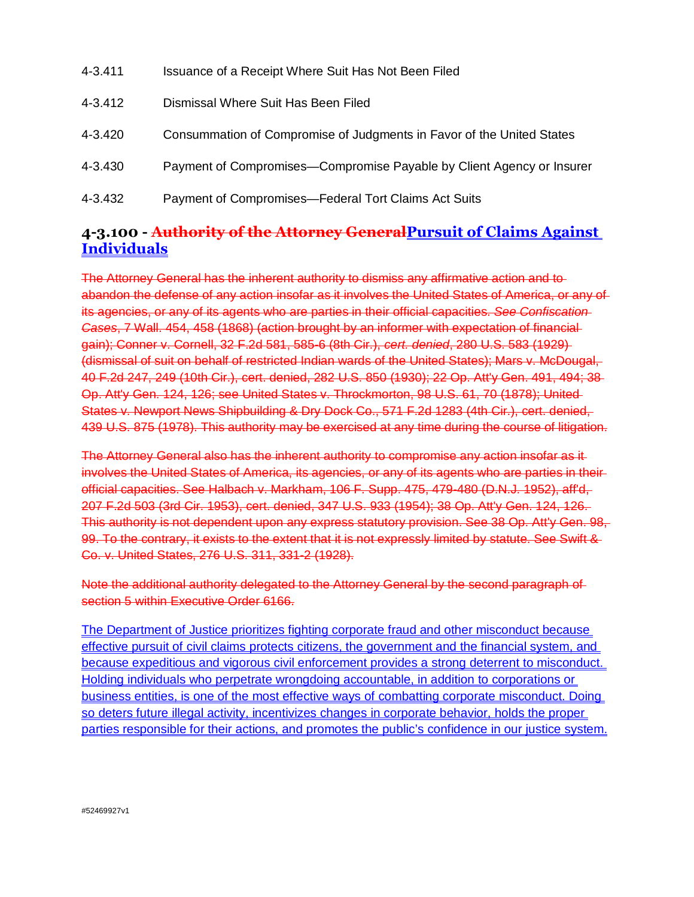4-3.411 Issuance of a Receipt Where Suit Has Not Been Filed

4-3.412 Dismissal Where Suit Has Been Filed

4-3.420 Consummation of Compromise of Judgments in Favor of the United States

4-3.430 Payment of Compromises—Compromise Payable by Client Agency or Insurer

4-3.432 Payment of Compromises—Federal Tort Claims Act Suits

## 4-3.100 - ~~Authority of the Attorney General~~Pursuit of Claims Against Individuals

~~The Attorney General has the inherent authority to dismiss any affirmative action and to abandon the defense of any action insofar as it involves the United States of America, or any of its agencies, or any of its agents who are parties in their official capacities. *See Confiscation Cases*, 7 Wall. 454, 458 (1868) (action brought by an informer with expectation of financial gain); Conner v. Cornell, 32 F.2d 581, 585-6 (8th Cir.), *cert. denied*, 280 U.S. 583 (1929) (dismissal of suit on behalf of restricted Indian wards of the United States); Mars v. McDougal, 40 F.2d 247, 249 (10th Cir.), cert. denied, 282 U.S. 850 (1930); 22 Op. Att'y Gen. 491, 494; 38 Op. Att'y Gen. 124, 126; see United States v. Throckmorton, 98 U.S. 61, 70 (1878); United States v. Newport News Shipbuilding & Dry Dock Co., 571 F.2d 1283 (4th Cir.), cert. denied, 439 U.S. 875 (1978). This authority may be exercised at any time during the course of litigation.~~

~~The Attorney General also has the inherent authority to compromise any action insofar as it involves the United States of America, its agencies, or any of its agents who are parties in their official capacities. See Halbach v. Markham, 106 F. Supp. 475, 479-480 (D.N.J. 1952), aff'd, 207 F.2d 503 (3rd Cir. 1953), cert. denied, 347 U.S. 933 (1954); 38 Op. Att'y Gen. 124, 126. This authority is not dependent upon any express statutory provision. See 38 Op. Att'y Gen. 98, 99. To the contrary, it exists to the extent that it is not expressly limited by statute. See Swift & Co. v. United States, 276 U.S. 311, 331-2 (1928).~~

~~Note the additional authority delegated to the Attorney General by the second paragraph of section 5 within Executive Order 6166.~~

The Department of Justice prioritizes fighting corporate fraud and other misconduct because effective pursuit of civil claims protects citizens, the government and the financial system, and because expeditious and vigorous civil enforcement provides a strong deterrent to misconduct. Holding individuals who perpetrate wrongdoing accountable, in addition to corporations or business entities, is one of the most effective ways of combatting corporate misconduct. Doing so deters future illegal activity, incentivizes changes in corporate behavior, holds the proper parties responsible for their actions, and promotes the public's confidence in our justice system.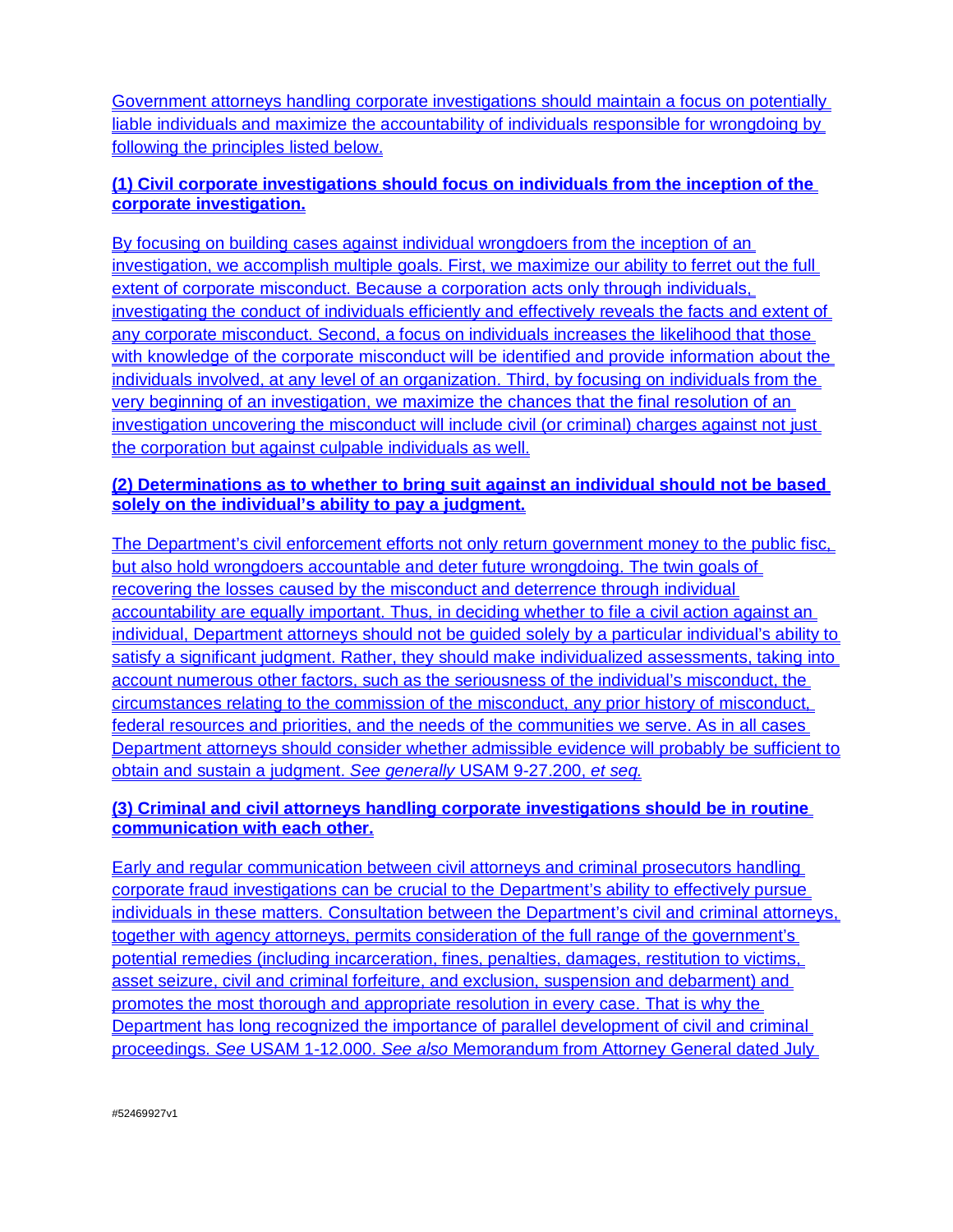Government attorneys handling corporate investigations should maintain a focus on potentially liable individuals and maximize the accountability of individuals responsible for wrongdoing by following the principles listed below.

**(1) Civil corporate investigations should focus on individuals from the inception of the corporate investigation.**

By focusing on building cases against individual wrongdoers from the inception of an investigation, we accomplish multiple goals. First, we maximize our ability to ferret out the full extent of corporate misconduct. Because a corporation acts only through individuals, investigating the conduct of individuals efficiently and effectively reveals the facts and extent of any corporate misconduct. Second, a focus on individuals increases the likelihood that those with knowledge of the corporate misconduct will be identified and provide information about the individuals involved, at any level of an organization. Third, by focusing on individuals from the very beginning of an investigation, we maximize the chances that the final resolution of an investigation uncovering the misconduct will include civil (or criminal) charges against not just the corporation but against culpable individuals as well.

**(2) Determinations as to whether to bring suit against an individual should not be based solely on the individual's ability to pay a judgment.**

The Department's civil enforcement efforts not only return government money to the public fisc, but also hold wrongdoers accountable and deter future wrongdoing. The twin goals of recovering the losses caused by the misconduct and deterrence through individual accountability are equally important. Thus, in deciding whether to file a civil action against an individual, Department attorneys should not be guided solely by a particular individual's ability to satisfy a significant judgment. Rather, they should make individualized assessments, taking into account numerous other factors, such as the seriousness of the individual's misconduct, the circumstances relating to the commission of the misconduct, any prior history of misconduct, federal resources and priorities, and the needs of the communities we serve. As in all cases Department attorneys should consider whether admissible evidence will probably be sufficient to obtain and sustain a judgment. *See generally* USAM 9-27.200, *et seq.*

**(3) Criminal and civil attorneys handling corporate investigations should be in routine communication with each other.**

Early and regular communication between civil attorneys and criminal prosecutors handling corporate fraud investigations can be crucial to the Department's ability to effectively pursue individuals in these matters. Consultation between the Department's civil and criminal attorneys, together with agency attorneys, permits consideration of the full range of the government's potential remedies (including incarceration, fines, penalties, damages, restitution to victims, asset seizure, civil and criminal forfeiture, and exclusion, suspension and debarment) and promotes the most thorough and appropriate resolution in every case. That is why the Department has long recognized the importance of parallel development of civil and criminal proceedings. *See* USAM 1-12.000. *See also* Memorandum from Attorney General dated July

#52469927v1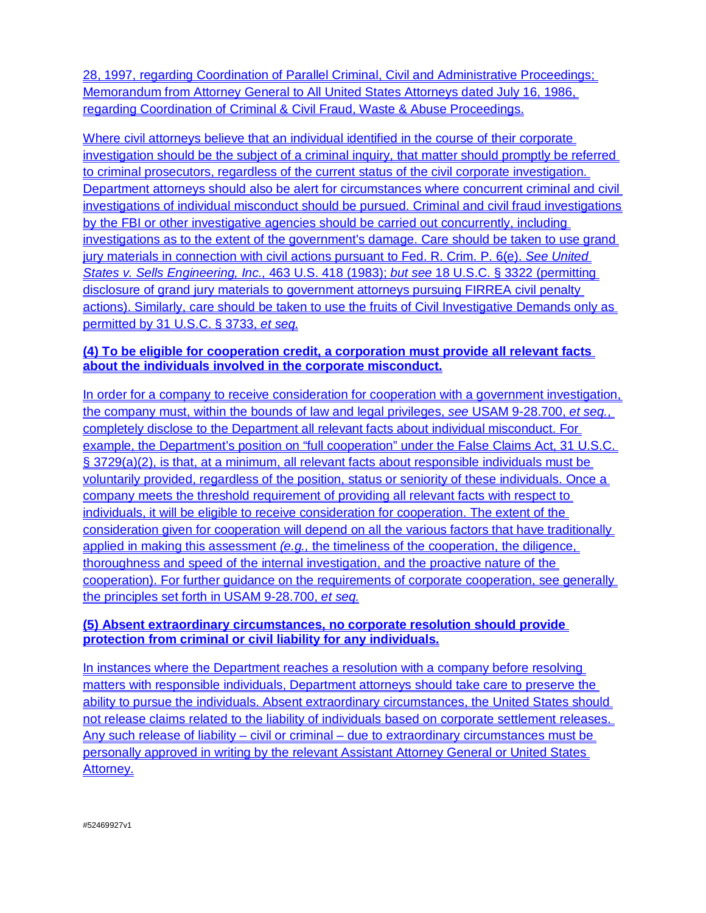28, 1997, regarding Coordination of Parallel Criminal, Civil and Administrative Proceedings; Memorandum from Attorney General to All United States Attorneys dated July 16, 1986, regarding Coordination of Criminal & Civil Fraud, Waste & Abuse Proceedings.

Where civil attorneys believe that an individual identified in the course of their corporate investigation should be the subject of a criminal inquiry, that matter should promptly be referred to criminal prosecutors, regardless of the current status of the civil corporate investigation. Department attorneys should also be alert for circumstances where concurrent criminal and civil investigations of individual misconduct should be pursued. Criminal and civil fraud investigations by the FBI or other investigative agencies should be carried out concurrently, including investigations as to the extent of the government's damage. Care should be taken to use grand jury materials in connection with civil actions pursuant to Fed. R. Crim. P. 6(e). *See United States v. Sells Engineering, Inc.*, 463 U.S. 418 (1983); *but see* 18 U.S.C. § 3322 (permitting disclosure of grand jury materials to government attorneys pursuing FIRREA civil penalty actions). Similarly, care should be taken to use the fruits of Civil Investigative Demands only as permitted by 31 U.S.C. § 3733, *et seq.*

**(4) To be eligible for cooperation credit, a corporation must provide all relevant facts about the individuals involved in the corporate misconduct.**

In order for a company to receive consideration for cooperation with a government investigation, the company must, within the bounds of law and legal privileges, *see* USAM 9-28.700, *et seq.*, completely disclose to the Department all relevant facts about individual misconduct. For example, the Department's position on "full cooperation" under the False Claims Act, 31 U.S.C. § 3729(a)(2), is that, at a minimum, all relevant facts about responsible individuals must be voluntarily provided, regardless of the position, status or seniority of these individuals. Once a company meets the threshold requirement of providing all relevant facts with respect to individuals, it will be eligible to receive consideration for cooperation. The extent of the consideration given for cooperation will depend on all the various factors that have traditionally applied in making this assessment *(e.g.,* the timeliness of the cooperation, the diligence, thoroughness and speed of the internal investigation, and the proactive nature of the cooperation). For further guidance on the requirements of corporate cooperation, see generally the principles set forth in USAM 9-28.700, *et seq.*

**(5) Absent extraordinary circumstances, no corporate resolution should provide protection from criminal or civil liability for any individuals.**

In instances where the Department reaches a resolution with a company before resolving matters with responsible individuals, Department attorneys should take care to preserve the ability to pursue the individuals. Absent extraordinary circumstances, the United States should not release claims related to the liability of individuals based on corporate settlement releases. Any such release of liability – civil or criminal – due to extraordinary circumstances must be personally approved in writing by the relevant Assistant Attorney General or United States Attorney.

#52469927v1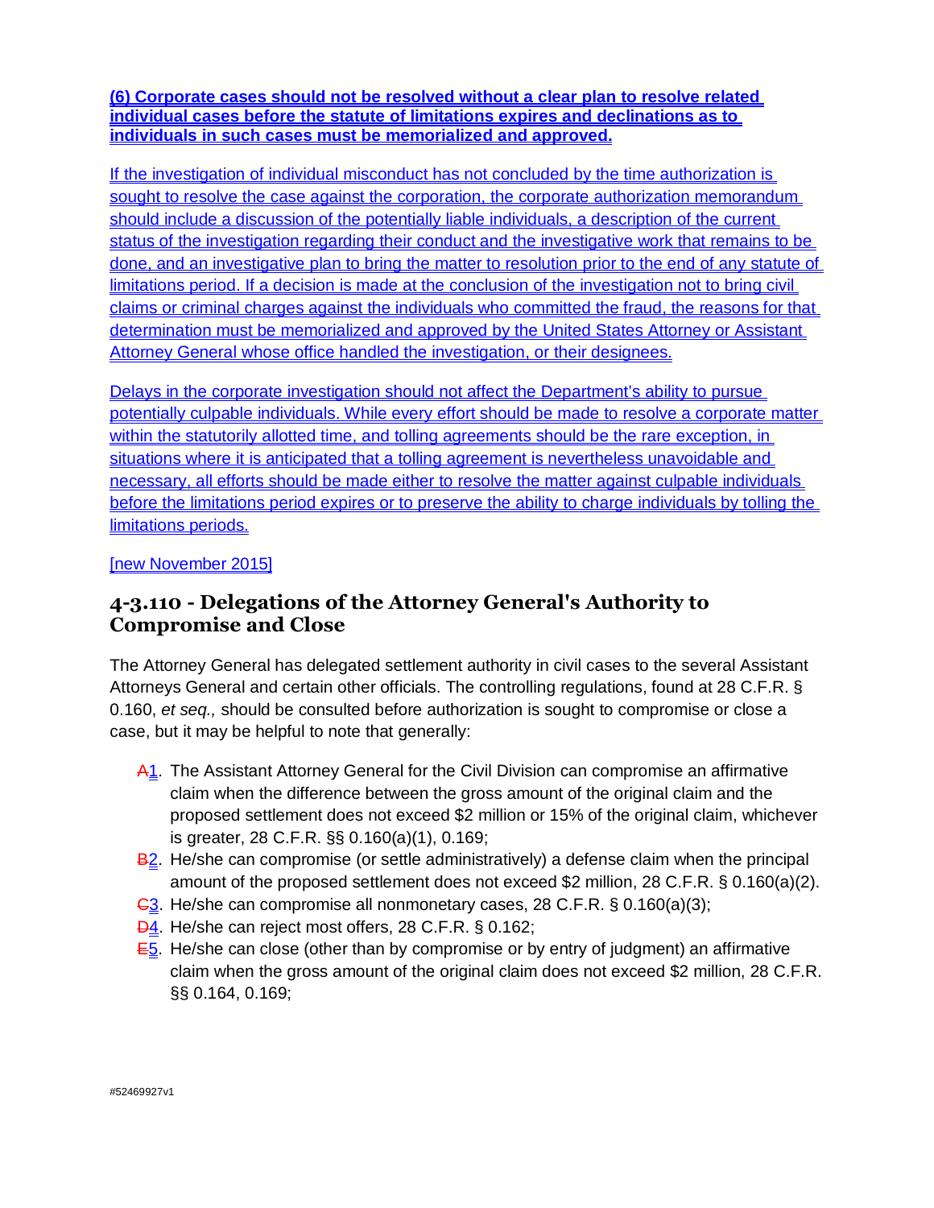**(6) Corporate cases should not be resolved without a clear plan to resolve related individual cases before the statute of limitations expires and declinations as to individuals in such cases must be memorialized and approved.**

If the investigation of individual misconduct has not concluded by the time authorization is sought to resolve the case against the corporation, the corporate authorization memorandum should include a discussion of the potentially liable individuals, a description of the current status of the investigation regarding their conduct and the investigative work that remains to be done, and an investigative plan to bring the matter to resolution prior to the end of any statute of limitations period. If a decision is made at the conclusion of the investigation not to bring civil claims or criminal charges against the individuals who committed the fraud, the reasons for that determination must be memorialized and approved by the United States Attorney or Assistant Attorney General whose office handled the investigation, or their designees.

Delays in the corporate investigation should not affect the Department's ability to pursue potentially culpable individuals. While every effort should be made to resolve a corporate matter within the statutorily allotted time, and tolling agreements should be the rare exception, in situations where it is anticipated that a tolling agreement is nevertheless unavoidable and necessary, all efforts should be made either to resolve the matter against culpable individuals before the limitations period expires or to preserve the ability to charge individuals by tolling the limitations periods.

[new November 2015]

## 4-3.110 - Delegations of the Attorney General's Authority to Compromise and Close

The Attorney General has delegated settlement authority in civil cases to the several Assistant Attorneys General and certain other officials. The controlling regulations, found at 28 C.F.R. § 0.160, *et seq.,* should be consulted before authorization is sought to compromise or close a case, but it may be helpful to note that generally:

~~A~~1. The Assistant Attorney General for the Civil Division can compromise an affirmative claim when the difference between the gross amount of the original claim and the proposed settlement does not exceed $2 million or 15% of the original claim, whichever is greater, 28 C.F.R. §§ 0.160(a)(1), 0.169;
~~B~~2. He/she can compromise (or settle administratively) a defense claim when the principal amount of the proposed settlement does not exceed $2 million, 28 C.F.R. § 0.160(a)(2).
~~C~~3. He/she can compromise all nonmonetary cases, 28 C.F.R. § 0.160(a)(3);
~~D~~4. He/she can reject most offers, 28 C.F.R. § 0.162;
~~E~~5. He/she can close (other than by compromise or by entry of judgment) an affirmative claim when the gross amount of the original claim does not exceed $2 million, 28 C.F.R. §§ 0.164, 0.169;

#52469927v1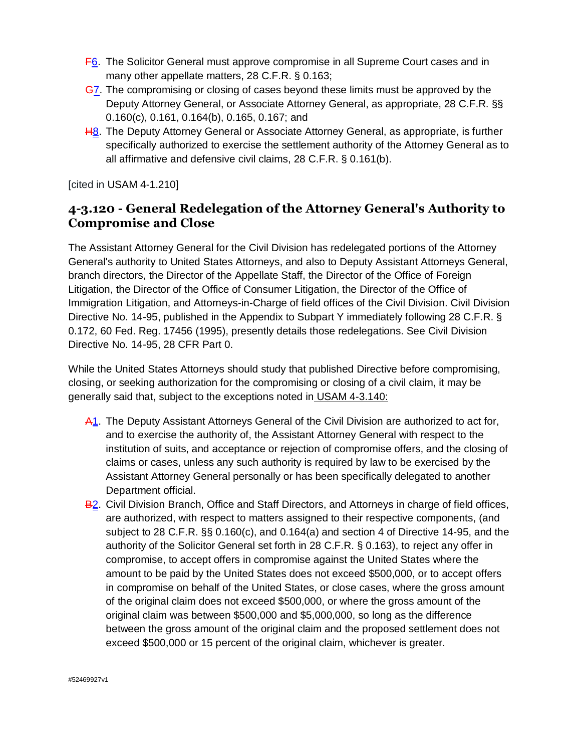~~F~~6. The Solicitor General must approve compromise in all Supreme Court cases and in many other appellate matters, 28 C.F.R. § 0.163;

~~G~~7. The compromising or closing of cases beyond these limits must be approved by the Deputy Attorney General, or Associate Attorney General, as appropriate, 28 C.F.R. §§ 0.160(c), 0.161, 0.164(b), 0.165, 0.167; and

~~H~~8. The Deputy Attorney General or Associate Attorney General, as appropriate, is further specifically authorized to exercise the settlement authority of the Attorney General as to all affirmative and defensive civil claims, 28 C.F.R. § 0.161(b).

[cited in USAM 4-1.210]

## 4-3.120 - General Redelegation of the Attorney General's Authority to Compromise and Close

The Assistant Attorney General for the Civil Division has redelegated portions of the Attorney General's authority to United States Attorneys, and also to Deputy Assistant Attorneys General, branch directors, the Director of the Appellate Staff, the Director of the Office of Foreign Litigation, the Director of the Office of Consumer Litigation, the Director of the Office of Immigration Litigation, and Attorneys-in-Charge of field offices of the Civil Division. Civil Division Directive No. 14-95, published in the Appendix to Subpart Y immediately following 28 C.F.R. § 0.172, 60 Fed. Reg. 17456 (1995), presently details those redelegations. See Civil Division Directive No. 14-95, 28 CFR Part 0.

While the United States Attorneys should study that published Directive before compromising, closing, or seeking authorization for the compromising or closing of a civil claim, it may be generally said that, subject to the exceptions noted in USAM 4-3.140:

~~A~~1. The Deputy Assistant Attorneys General of the Civil Division are authorized to act for, and to exercise the authority of, the Assistant Attorney General with respect to the institution of suits, and acceptance or rejection of compromise offers, and the closing of claims or cases, unless any such authority is required by law to be exercised by the Assistant Attorney General personally or has been specifically delegated to another Department official.

~~B~~2. Civil Division Branch, Office and Staff Directors, and Attorneys in charge of field offices, are authorized, with respect to matters assigned to their respective components, (and subject to 28 C.F.R. §§ 0.160(c), and 0.164(a) and section 4 of Directive 14-95, and the authority of the Solicitor General set forth in 28 C.F.R. § 0.163), to reject any offer in compromise, to accept offers in compromise against the United States where the amount to be paid by the United States does not exceed \$500,000, or to accept offers in compromise on behalf of the United States, or close cases, where the gross amount of the original claim does not exceed \$500,000, or where the gross amount of the original claim was between \$500,000 and \$5,000,000, so long as the difference between the gross amount of the original claim and the proposed settlement does not exceed \$500,000 or 15 percent of the original claim, whichever is greater.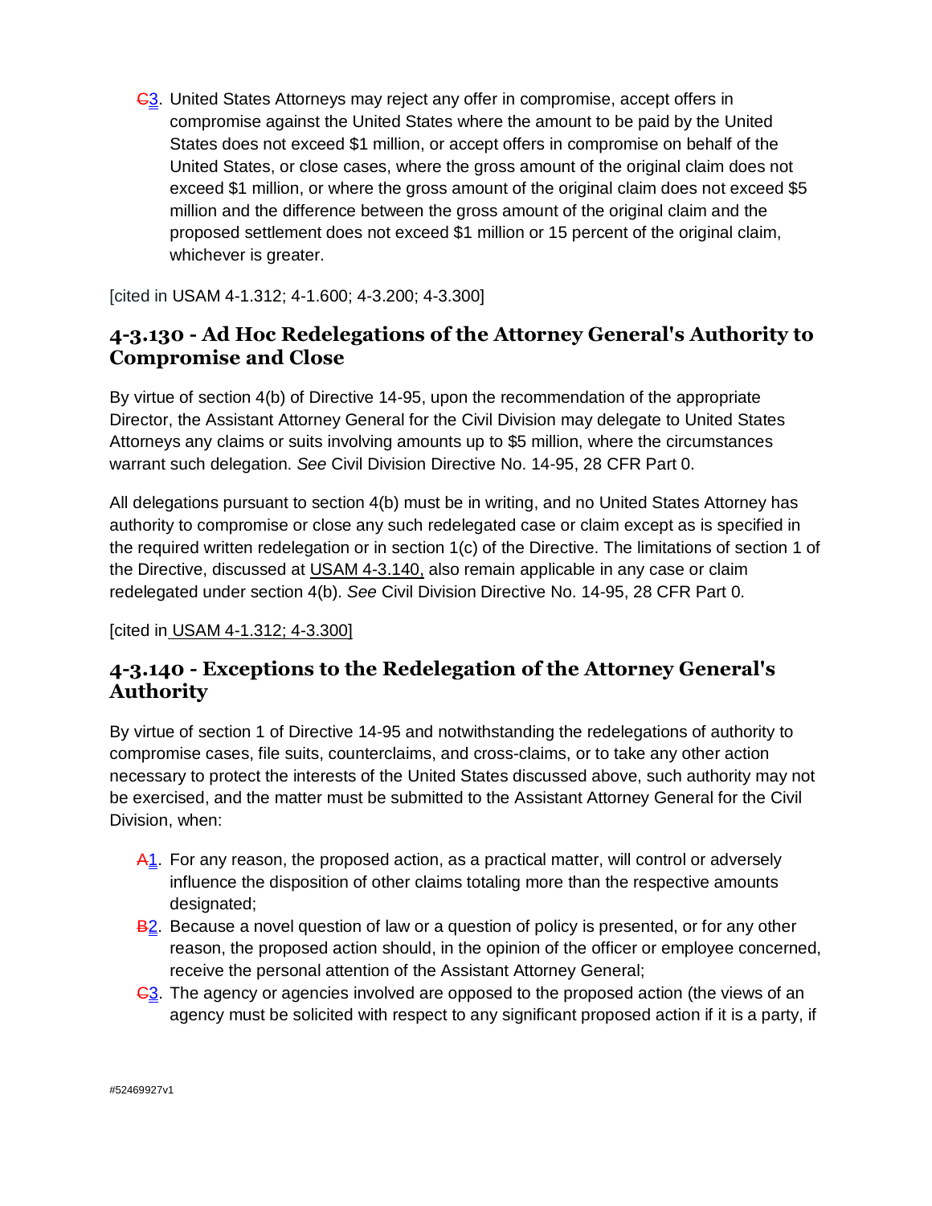~~C~~3. United States Attorneys may reject any offer in compromise, accept offers in compromise against the United States where the amount to be paid by the United States does not exceed $1 million, or accept offers in compromise on behalf of the United States, or close cases, where the gross amount of the original claim does not exceed $1 million, or where the gross amount of the original claim does not exceed $5 million and the difference between the gross amount of the original claim and the proposed settlement does not exceed $1 million or 15 percent of the original claim, whichever is greater.

[cited in USAM 4-1.312; 4-1.600; 4-3.200; 4-3.300]

## 4-3.130 - Ad Hoc Redelegations of the Attorney General's Authority to Compromise and Close

By virtue of section 4(b) of Directive 14-95, upon the recommendation of the appropriate Director, the Assistant Attorney General for the Civil Division may delegate to United States Attorneys any claims or suits involving amounts up to $5 million, where the circumstances warrant such delegation. *See* Civil Division Directive No. 14-95, 28 CFR Part 0.

All delegations pursuant to section 4(b) must be in writing, and no United States Attorney has authority to compromise or close any such redelegated case or claim except as is specified in the required written redelegation or in section 1(c) of the Directive. The limitations of section 1 of the Directive, discussed at USAM 4-3.140, also remain applicable in any case or claim redelegated under section 4(b). *See* Civil Division Directive No. 14-95, 28 CFR Part 0.

[cited in USAM 4-1.312; 4-3.300]

## 4-3.140 - Exceptions to the Redelegation of the Attorney General's Authority

By virtue of section 1 of Directive 14-95 and notwithstanding the redelegations of authority to compromise cases, file suits, counterclaims, and cross-claims, or to take any other action necessary to protect the interests of the United States discussed above, such authority may not be exercised, and the matter must be submitted to the Assistant Attorney General for the Civil Division, when:

~~A~~1. For any reason, the proposed action, as a practical matter, will control or adversely influence the disposition of other claims totaling more than the respective amounts designated;

~~B~~2. Because a novel question of law or a question of policy is presented, or for any other reason, the proposed action should, in the opinion of the officer or employee concerned, receive the personal attention of the Assistant Attorney General;

~~C~~3. The agency or agencies involved are opposed to the proposed action (the views of an agency must be solicited with respect to any significant proposed action if it is a party, if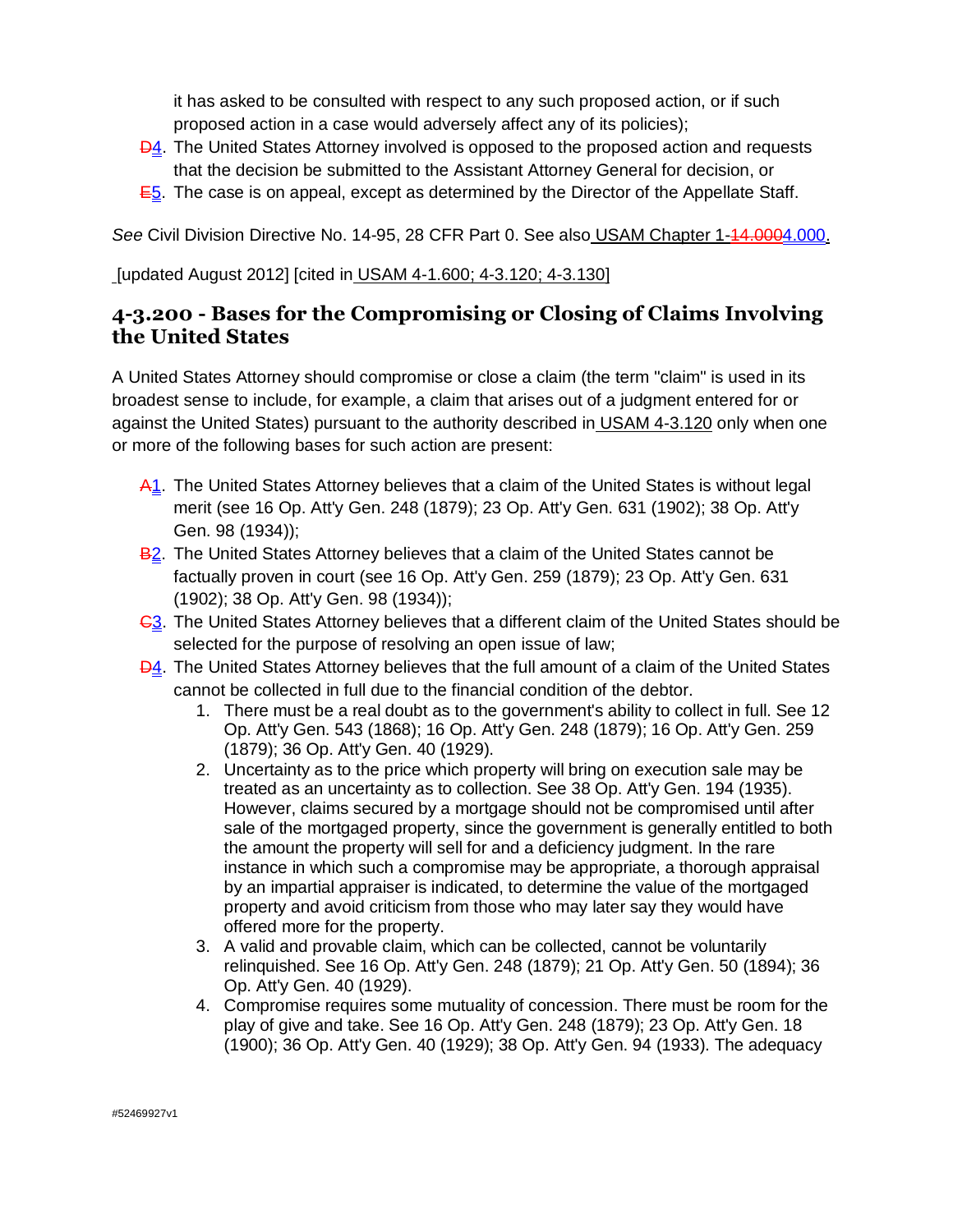it has asked to be consulted with respect to any such proposed action, or if such proposed action in a case would adversely affect any of its policies);

~~D~~4. The United States Attorney involved is opposed to the proposed action and requests that the decision be submitted to the Assistant Attorney General for decision, or

~~E~~5. The case is on appeal, except as determined by the Director of the Appellate Staff.

*See* Civil Division Directive No. 14-95, 28 CFR Part 0. See also USAM Chapter 1-~~14.000~~4.000.

[updated August 2012] [cited in USAM 4-1.600; 4-3.120; 4-3.130]

## 4-3.200 - Bases for the Compromising or Closing of Claims Involving the United States

A United States Attorney should compromise or close a claim (the term "claim" is used in its broadest sense to include, for example, a claim that arises out of a judgment entered for or against the United States) pursuant to the authority described in USAM 4-3.120 only when one or more of the following bases for such action are present:

~~A~~1. The United States Attorney believes that a claim of the United States is without legal merit (see 16 Op. Att'y Gen. 248 (1879); 23 Op. Att'y Gen. 631 (1902); 38 Op. Att'y Gen. 98 (1934));

~~B~~2. The United States Attorney believes that a claim of the United States cannot be factually proven in court (see 16 Op. Att'y Gen. 259 (1879); 23 Op. Att'y Gen. 631 (1902); 38 Op. Att'y Gen. 98 (1934));

~~C~~3. The United States Attorney believes that a different claim of the United States should be selected for the purpose of resolving an open issue of law;

~~D~~4. The United States Attorney believes that the full amount of a claim of the United States cannot be collected in full due to the financial condition of the debtor.

   1. There must be a real doubt as to the government's ability to collect in full. See 12 Op. Att'y Gen. 543 (1868); 16 Op. Att'y Gen. 248 (1879); 16 Op. Att'y Gen. 259 (1879); 36 Op. Att'y Gen. 40 (1929).
   2. Uncertainty as to the price which property will bring on execution sale may be treated as an uncertainty as to collection. See 38 Op. Att'y Gen. 194 (1935). However, claims secured by a mortgage should not be compromised until after sale of the mortgaged property, since the government is generally entitled to both the amount the property will sell for and a deficiency judgment. In the rare instance in which such a compromise may be appropriate, a thorough appraisal by an impartial appraiser is indicated, to determine the value of the mortgaged property and avoid criticism from those who may later say they would have offered more for the property.
   3. A valid and provable claim, which can be collected, cannot be voluntarily relinquished. See 16 Op. Att'y Gen. 248 (1879); 21 Op. Att'y Gen. 50 (1894); 36 Op. Att'y Gen. 40 (1929).
   4. Compromise requires some mutuality of concession. There must be room for the play of give and take. See 16 Op. Att'y Gen. 248 (1879); 23 Op. Att'y Gen. 18 (1900); 36 Op. Att'y Gen. 40 (1929); 38 Op. Att'y Gen. 94 (1933). The adequacy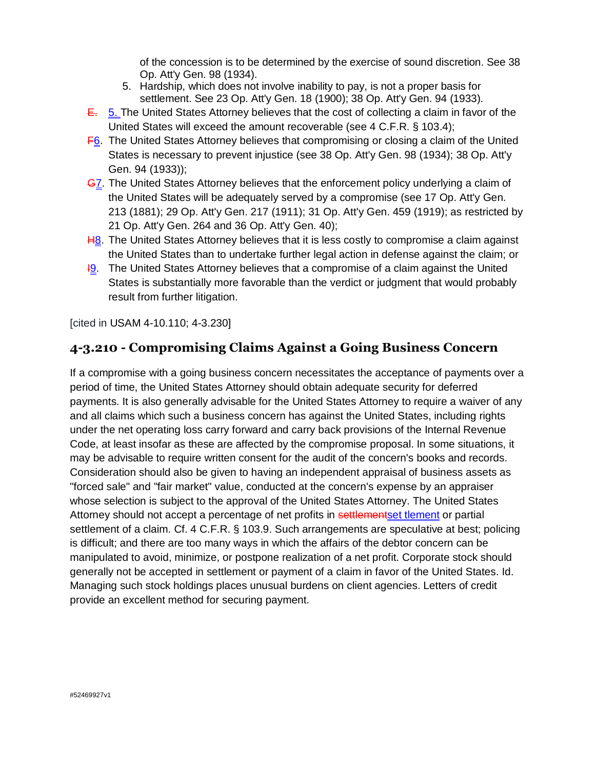of the concession is to be determined by the exercise of sound discretion. See 38 Op. Att'y Gen. 98 (1934).

5. Hardship, which does not involve inability to pay, is not a proper basis for settlement. See 23 Op. Att'y Gen. 18 (1900); 38 Op. Att'y Gen. 94 (1933).

~~E.~~ 5. The United States Attorney believes that the cost of collecting a claim in favor of the United States will exceed the amount recoverable (see 4 C.F.R. § 103.4);

~~F~~6. The United States Attorney believes that compromising or closing a claim of the United States is necessary to prevent injustice (see 38 Op. Att'y Gen. 98 (1934); 38 Op. Att'y Gen. 94 (1933));

~~G~~7. The United States Attorney believes that the enforcement policy underlying a claim of the United States will be adequately served by a compromise (see 17 Op. Att'y Gen. 213 (1881); 29 Op. Att'y Gen. 217 (1911); 31 Op. Att'y Gen. 459 (1919); as restricted by 21 Op. Att'y Gen. 264 and 36 Op. Att'y Gen. 40);

~~H~~8. The United States Attorney believes that it is less costly to compromise a claim against the United States than to undertake further legal action in defense against the claim; or

~~I~~9. The United States Attorney believes that a compromise of a claim against the United States is substantially more favorable than the verdict or judgment that would probably result from further litigation.

[cited in USAM 4-10.110; 4-3.230]

## 4-3.210 - Compromising Claims Against a Going Business Concern

If a compromise with a going business concern necessitates the acceptance of payments over a period of time, the United States Attorney should obtain adequate security for deferred payments. It is also generally advisable for the United States Attorney to require a waiver of any and all claims which such a business concern has against the United States, including rights under the net operating loss carry forward and carry back provisions of the Internal Revenue Code, at least insofar as these are affected by the compromise proposal. In some situations, it may be advisable to require written consent for the audit of the concern's books and records. Consideration should also be given to having an independent appraisal of business assets as "forced sale" and "fair market" value, conducted at the concern's expense by an appraiser whose selection is subject to the approval of the United States Attorney. The United States Attorney should not accept a percentage of net profits in ~~settlement~~set tlement or partial settlement of a claim. Cf. 4 C.F.R. § 103.9. Such arrangements are speculative at best; policing is difficult; and there are too many ways in which the affairs of the debtor concern can be manipulated to avoid, minimize, or postpone realization of a net profit. Corporate stock should generally not be accepted in settlement or payment of a claim in favor of the United States. Id. Managing such stock holdings places unusual burdens on client agencies. Letters of credit provide an excellent method for securing payment.

#52469927v1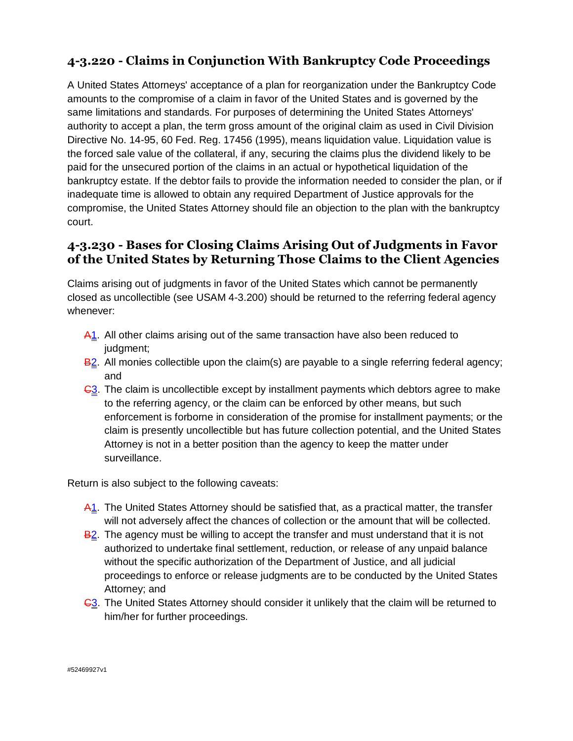## 4-3.220 - Claims in Conjunction With Bankruptcy Code Proceedings

A United States Attorneys' acceptance of a plan for reorganization under the Bankruptcy Code amounts to the compromise of a claim in favor of the United States and is governed by the same limitations and standards. For purposes of determining the United States Attorneys' authority to accept a plan, the term gross amount of the original claim as used in Civil Division Directive No. 14-95, 60 Fed. Reg. 17456 (1995), means liquidation value. Liquidation value is the forced sale value of the collateral, if any, securing the claims plus the dividend likely to be paid for the unsecured portion of the claims in an actual or hypothetical liquidation of the bankruptcy estate. If the debtor fails to provide the information needed to consider the plan, or if inadequate time is allowed to obtain any required Department of Justice approvals for the compromise, the United States Attorney should file an objection to the plan with the bankruptcy court.

## 4-3.230 - Bases for Closing Claims Arising Out of Judgments in Favor of the United States by Returning Those Claims to the Client Agencies

Claims arising out of judgments in favor of the United States which cannot be permanently closed as uncollectible (see USAM 4-3.200) should be returned to the referring federal agency whenever:

~~A~~1. All other claims arising out of the same transaction have also been reduced to judgment;

~~B~~2. All monies collectible upon the claim(s) are payable to a single referring federal agency; and

~~C~~3. The claim is uncollectible except by installment payments which debtors agree to make to the referring agency, or the claim can be enforced by other means, but such enforcement is forborne in consideration of the promise for installment payments; or the claim is presently uncollectible but has future collection potential, and the United States Attorney is not in a better position than the agency to keep the matter under surveillance.

Return is also subject to the following caveats:

~~A~~1. The United States Attorney should be satisfied that, as a practical matter, the transfer will not adversely affect the chances of collection or the amount that will be collected.

~~B~~2. The agency must be willing to accept the transfer and must understand that it is not authorized to undertake final settlement, reduction, or release of any unpaid balance without the specific authorization of the Department of Justice, and all judicial proceedings to enforce or release judgments are to be conducted by the United States Attorney; and

~~C~~3. The United States Attorney should consider it unlikely that the claim will be returned to him/her for further proceedings.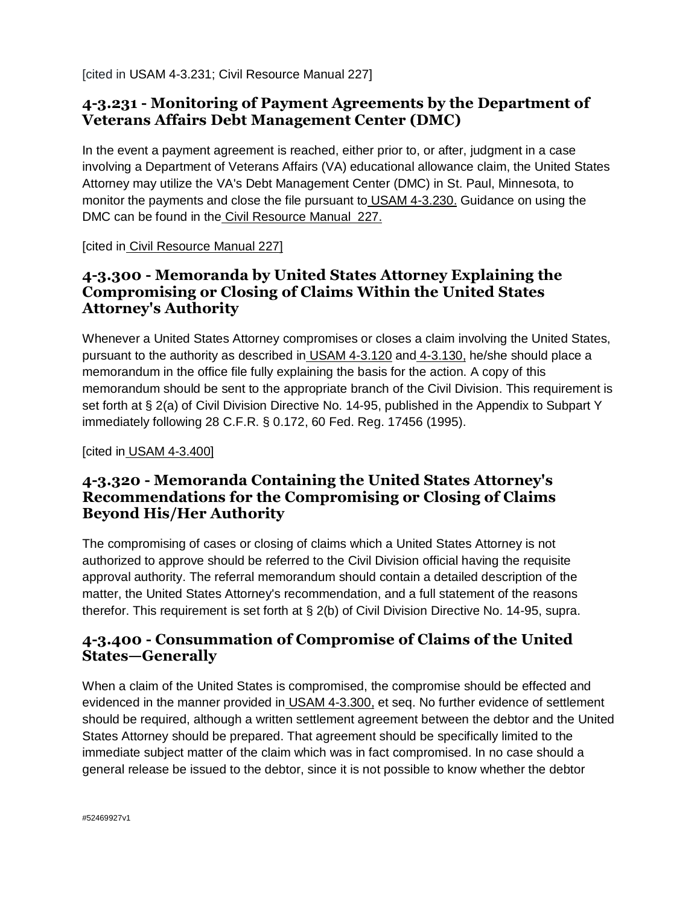[cited in USAM 4-3.231; Civil Resource Manual 227]

## 4-3.231 - Monitoring of Payment Agreements by the Department of Veterans Affairs Debt Management Center (DMC)

In the event a payment agreement is reached, either prior to, or after, judgment in a case involving a Department of Veterans Affairs (VA) educational allowance claim, the United States Attorney may utilize the VA's Debt Management Center (DMC) in St. Paul, Minnesota, to monitor the payments and close the file pursuant to USAM 4-3.230. Guidance on using the DMC can be found in the Civil Resource Manual 227.

[cited in Civil Resource Manual 227]

## 4-3.300 - Memoranda by United States Attorney Explaining the Compromising or Closing of Claims Within the United States Attorney's Authority

Whenever a United States Attorney compromises or closes a claim involving the United States, pursuant to the authority as described in USAM 4-3.120 and 4-3.130, he/she should place a memorandum in the office file fully explaining the basis for the action. A copy of this memorandum should be sent to the appropriate branch of the Civil Division. This requirement is set forth at § 2(a) of Civil Division Directive No. 14-95, published in the Appendix to Subpart Y immediately following 28 C.F.R. § 0.172, 60 Fed. Reg. 17456 (1995).

[cited in USAM 4-3.400]

## 4-3.320 - Memoranda Containing the United States Attorney's Recommendations for the Compromising or Closing of Claims Beyond His/Her Authority

The compromising of cases or closing of claims which a United States Attorney is not authorized to approve should be referred to the Civil Division official having the requisite approval authority. The referral memorandum should contain a detailed description of the matter, the United States Attorney's recommendation, and a full statement of the reasons therefor. This requirement is set forth at § 2(b) of Civil Division Directive No. 14-95, supra.

## 4-3.400 - Consummation of Compromise of Claims of the United States—Generally

When a claim of the United States is compromised, the compromise should be effected and evidenced in the manner provided in USAM 4-3.300, et seq. No further evidence of settlement should be required, although a written settlement agreement between the debtor and the United States Attorney should be prepared. That agreement should be specifically limited to the immediate subject matter of the claim which was in fact compromised. In no case should a general release be issued to the debtor, since it is not possible to know whether the debtor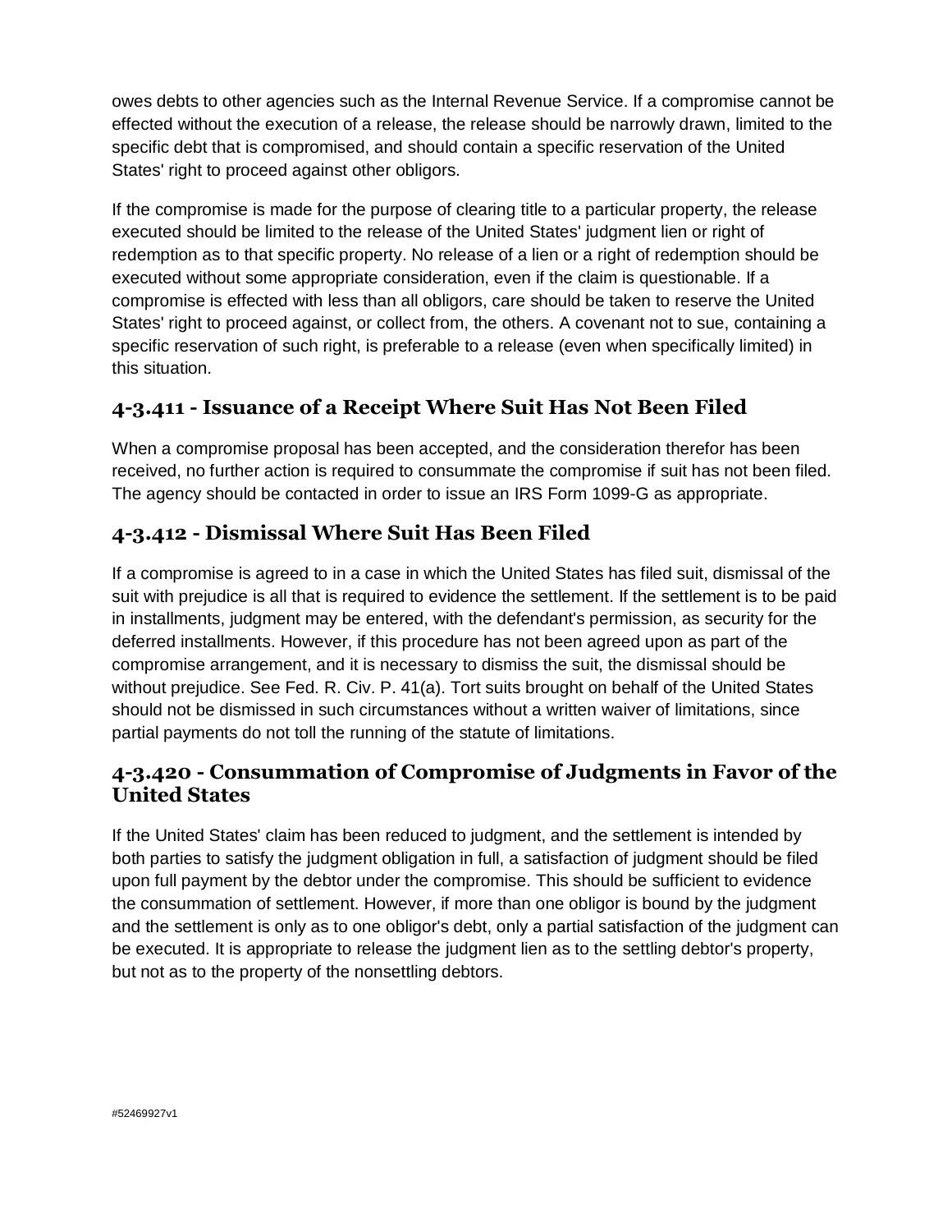owes debts to other agencies such as the Internal Revenue Service. If a compromise cannot be effected without the execution of a release, the release should be narrowly drawn, limited to the specific debt that is compromised, and should contain a specific reservation of the United States' right to proceed against other obligors.

If the compromise is made for the purpose of clearing title to a particular property, the release executed should be limited to the release of the United States' judgment lien or right of redemption as to that specific property. No release of a lien or a right of redemption should be executed without some appropriate consideration, even if the claim is questionable. If a compromise is effected with less than all obligors, care should be taken to reserve the United States' right to proceed against, or collect from, the others. A covenant not to sue, containing a specific reservation of such right, is preferable to a release (even when specifically limited) in this situation.

## 4-3.411 - Issuance of a Receipt Where Suit Has Not Been Filed

When a compromise proposal has been accepted, and the consideration therefor has been received, no further action is required to consummate the compromise if suit has not been filed. The agency should be contacted in order to issue an IRS Form 1099-G as appropriate.

## 4-3.412 - Dismissal Where Suit Has Been Filed

If a compromise is agreed to in a case in which the United States has filed suit, dismissal of the suit with prejudice is all that is required to evidence the settlement. If the settlement is to be paid in installments, judgment may be entered, with the defendant's permission, as security for the deferred installments. However, if this procedure has not been agreed upon as part of the compromise arrangement, and it is necessary to dismiss the suit, the dismissal should be without prejudice. See Fed. R. Civ. P. 41(a). Tort suits brought on behalf of the United States should not be dismissed in such circumstances without a written waiver of limitations, since partial payments do not toll the running of the statute of limitations.

## 4-3.420 - Consummation of Compromise of Judgments in Favor of the United States

If the United States' claim has been reduced to judgment, and the settlement is intended by both parties to satisfy the judgment obligation in full, a satisfaction of judgment should be filed upon full payment by the debtor under the compromise. This should be sufficient to evidence the consummation of settlement. However, if more than one obligor is bound by the judgment and the settlement is only as to one obligor's debt, only a partial satisfaction of the judgment can be executed. It is appropriate to release the judgment lien as to the settling debtor's property, but not as to the property of the nonsettling debtors.

#52469927v1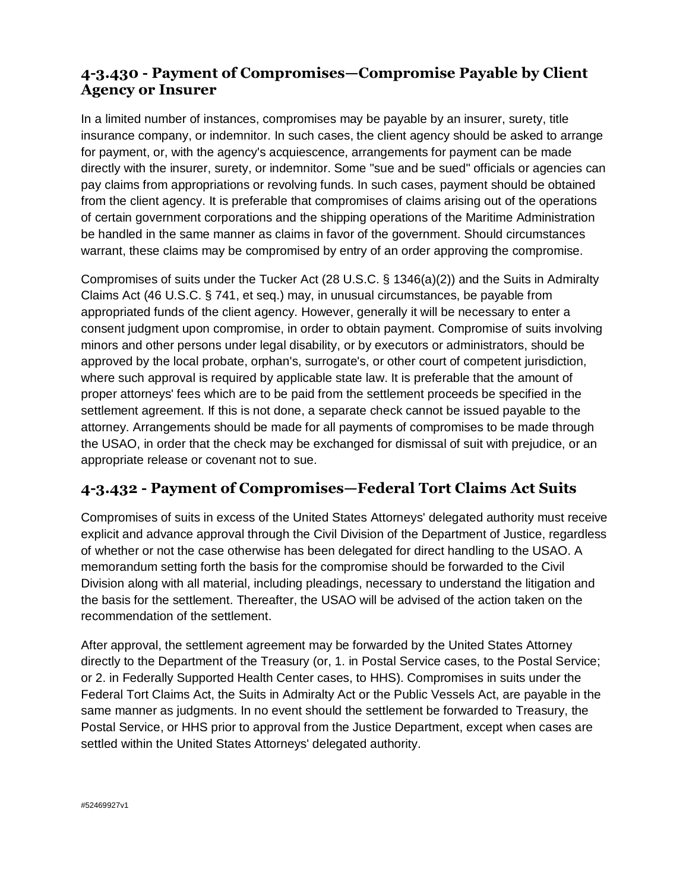## 4-3.430 - Payment of Compromises—Compromise Payable by Client Agency or Insurer

In a limited number of instances, compromises may be payable by an insurer, surety, title insurance company, or indemnitor. In such cases, the client agency should be asked to arrange for payment, or, with the agency's acquiescence, arrangements for payment can be made directly with the insurer, surety, or indemnitor. Some "sue and be sued" officials or agencies can pay claims from appropriations or revolving funds. In such cases, payment should be obtained from the client agency. It is preferable that compromises of claims arising out of the operations of certain government corporations and the shipping operations of the Maritime Administration be handled in the same manner as claims in favor of the government. Should circumstances warrant, these claims may be compromised by entry of an order approving the compromise.

Compromises of suits under the Tucker Act (28 U.S.C. § 1346(a)(2)) and the Suits in Admiralty Claims Act (46 U.S.C. § 741, et seq.) may, in unusual circumstances, be payable from appropriated funds of the client agency. However, generally it will be necessary to enter a consent judgment upon compromise, in order to obtain payment. Compromise of suits involving minors and other persons under legal disability, or by executors or administrators, should be approved by the local probate, orphan's, surrogate's, or other court of competent jurisdiction, where such approval is required by applicable state law. It is preferable that the amount of proper attorneys' fees which are to be paid from the settlement proceeds be specified in the settlement agreement. If this is not done, a separate check cannot be issued payable to the attorney. Arrangements should be made for all payments of compromises to be made through the USAO, in order that the check may be exchanged for dismissal of suit with prejudice, or an appropriate release or covenant not to sue.

## 4-3.432 - Payment of Compromises—Federal Tort Claims Act Suits

Compromises of suits in excess of the United States Attorneys' delegated authority must receive explicit and advance approval through the Civil Division of the Department of Justice, regardless of whether or not the case otherwise has been delegated for direct handling to the USAO. A memorandum setting forth the basis for the compromise should be forwarded to the Civil Division along with all material, including pleadings, necessary to understand the litigation and the basis for the settlement. Thereafter, the USAO will be advised of the action taken on the recommendation of the settlement.

After approval, the settlement agreement may be forwarded by the United States Attorney directly to the Department of the Treasury (or, 1. in Postal Service cases, to the Postal Service; or 2. in Federally Supported Health Center cases, to HHS). Compromises in suits under the Federal Tort Claims Act, the Suits in Admiralty Act or the Public Vessels Act, are payable in the same manner as judgments. In no event should the settlement be forwarded to Treasury, the Postal Service, or HHS prior to approval from the Justice Department, except when cases are settled within the United States Attorneys' delegated authority.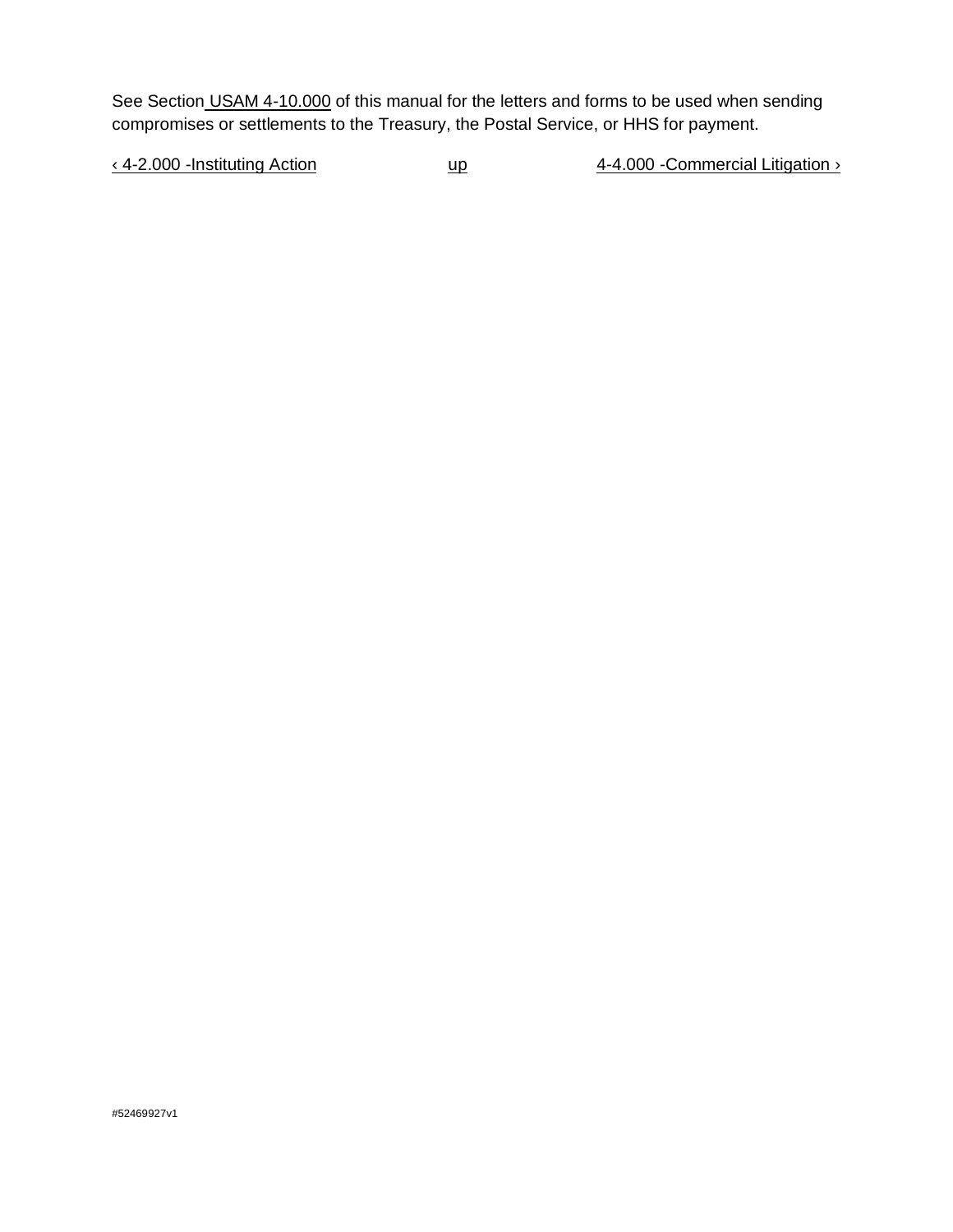See Section USAM 4-10.000 of this manual for the letters and forms to be used when sending compromises or settlements to the Treasury, the Postal Service, or HHS for payment.

‹ 4-2.000 -Instituting Action    up    4-4.000 -Commercial Litigation ›

#52469927v1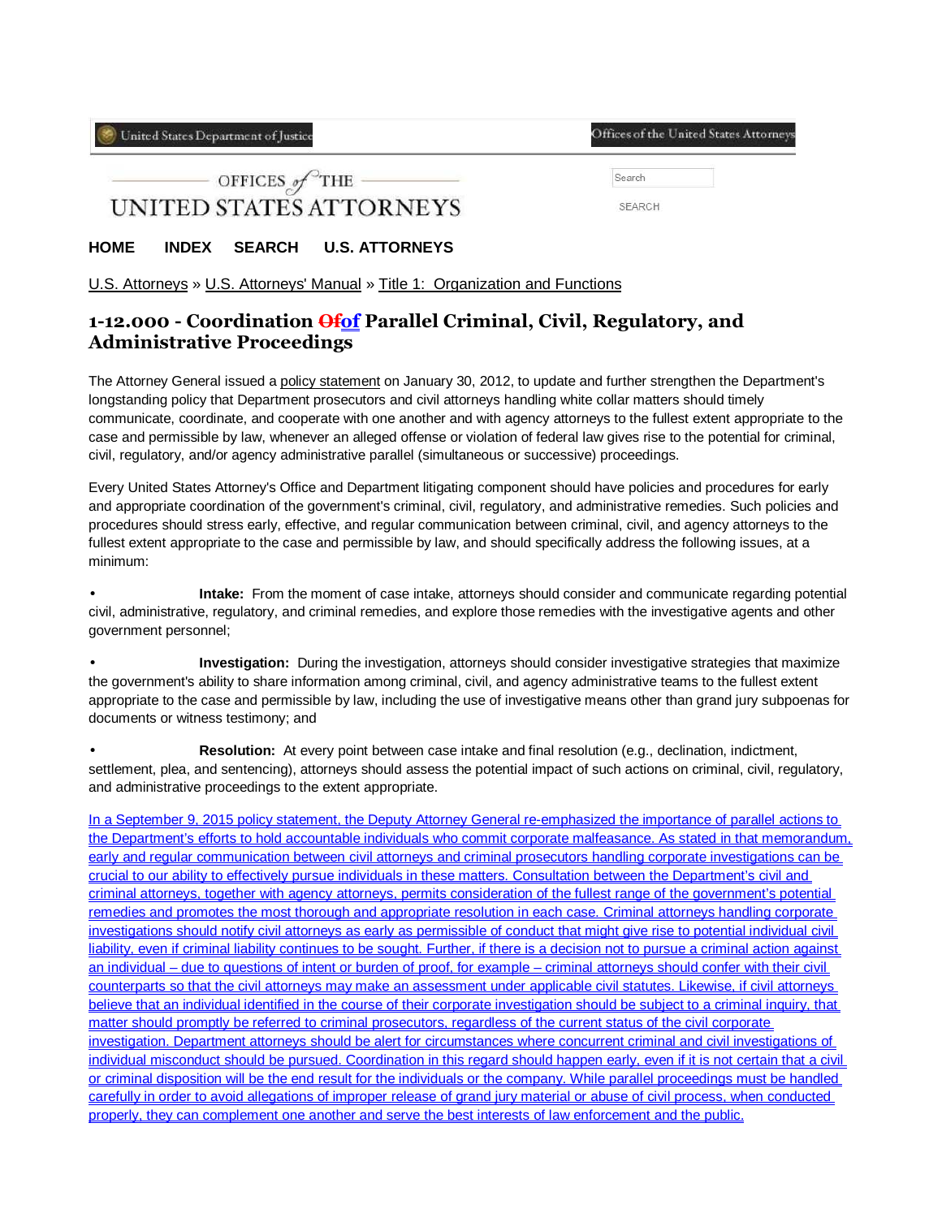United States Department of Justice | Offices of the United States Attorneys

OFFICES *of* THE UNITED STATES ATTORNEYS

Search

SEARCH

**HOME** **INDEX** **SEARCH** **U.S. ATTORNEYS**

U.S. Attorneys » U.S. Attorneys' Manual » Title 1: Organization and Functions

## 1-12.000 - Coordination ~~Of~~of Parallel Criminal, Civil, Regulatory, and Administrative Proceedings

The Attorney General issued a policy statement on January 30, 2012, to update and further strengthen the Department's longstanding policy that Department prosecutors and civil attorneys handling white collar matters should timely communicate, coordinate, and cooperate with one another and with agency attorneys to the fullest extent appropriate to the case and permissible by law, whenever an alleged offense or violation of federal law gives rise to the potential for criminal, civil, regulatory, and/or agency administrative parallel (simultaneous or successive) proceedings.

Every United States Attorney's Office and Department litigating component should have policies and procedures for early and appropriate coordination of the government's criminal, civil, regulatory, and administrative remedies. Such policies and procedures should stress early, effective, and regular communication between criminal, civil, and agency attorneys to the fullest extent appropriate to the case and permissible by law, and should specifically address the following issues, at a minimum:

- **Intake:** From the moment of case intake, attorneys should consider and communicate regarding potential civil, administrative, regulatory, and criminal remedies, and explore those remedies with the investigative agents and other government personnel;

- **Investigation:** During the investigation, attorneys should consider investigative strategies that maximize the government's ability to share information among criminal, civil, and agency administrative teams to the fullest extent appropriate to the case and permissible by law, including the use of investigative means other than grand jury subpoenas for documents or witness testimony; and

- **Resolution:** At every point between case intake and final resolution (e.g., declination, indictment, settlement, plea, and sentencing), attorneys should assess the potential impact of such actions on criminal, civil, regulatory, and administrative proceedings to the extent appropriate.

<u>In a September 9, 2015 policy statement, the Deputy Attorney General re-emphasized the importance of parallel actions to the Department's efforts to hold accountable individuals who commit corporate malfeasance. As stated in that memorandum, early and regular communication between civil attorneys and criminal prosecutors handling corporate investigations can be crucial to our ability to effectively pursue individuals in these matters. Consultation between the Department's civil and criminal attorneys, together with agency attorneys, permits consideration of the fullest range of the government's potential remedies and promotes the most thorough and appropriate resolution in each case. Criminal attorneys handling corporate investigations should notify civil attorneys as early as permissible of conduct that might give rise to potential individual civil liability, even if criminal liability continues to be sought. Further, if there is a decision not to pursue a criminal action against an individual – due to questions of intent or burden of proof, for example – criminal attorneys should confer with their civil counterparts so that the civil attorneys may make an assessment under applicable civil statutes. Likewise, if civil attorneys believe that an individual identified in the course of their corporate investigation should be subject to a criminal inquiry, that matter should promptly be referred to criminal prosecutors, regardless of the current status of the civil corporate investigation. Department attorneys should be alert for circumstances where concurrent criminal and civil investigations of individual misconduct should be pursued. Coordination in this regard should happen early, even if it is not certain that a civil or criminal disposition will be the end result for the individuals or the company. While parallel proceedings must be handled carefully in order to avoid allegations of improper release of grand jury material or abuse of civil process, when conducted properly, they can complement one another and serve the best interests of law enforcement and the public.</u>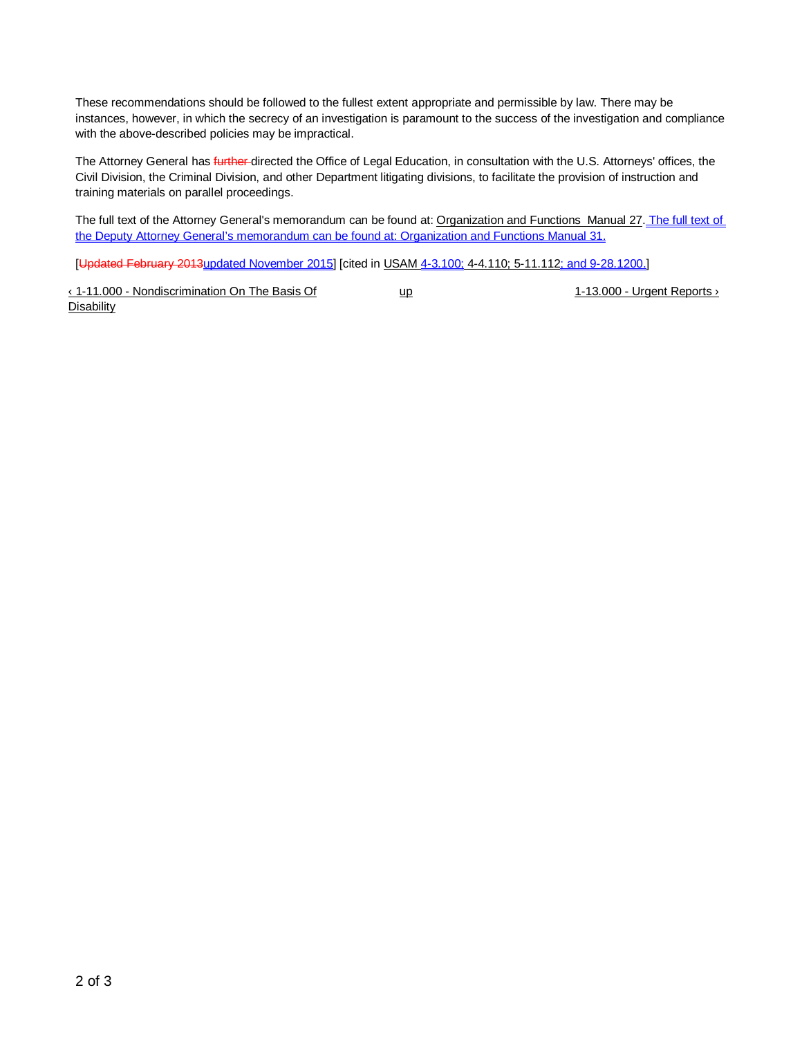These recommendations should be followed to the fullest extent appropriate and permissible by law. There may be instances, however, in which the secrecy of an investigation is paramount to the success of the investigation and compliance with the above-described policies may be impractical.

The Attorney General has ~~further~~ directed the Office of Legal Education, in consultation with the U.S. Attorneys' offices, the Civil Division, the Criminal Division, and other Department litigating divisions, to facilitate the provision of instruction and training materials on parallel proceedings.

The full text of the Attorney General's memorandum can be found at: Organization and Functions Manual 27. The full text of the Deputy Attorney General's memorandum can be found at: Organization and Functions Manual 31.

[~~Updated February 2013~~updated November 2015] [cited in USAM 4-3.100; 4-4.110; 5-11.112; and 9-28.1200.]

‹ 1-11.000 - Nondiscrimination On The Basis Of Disability | up | 1-13.000 - Urgent Reports ›